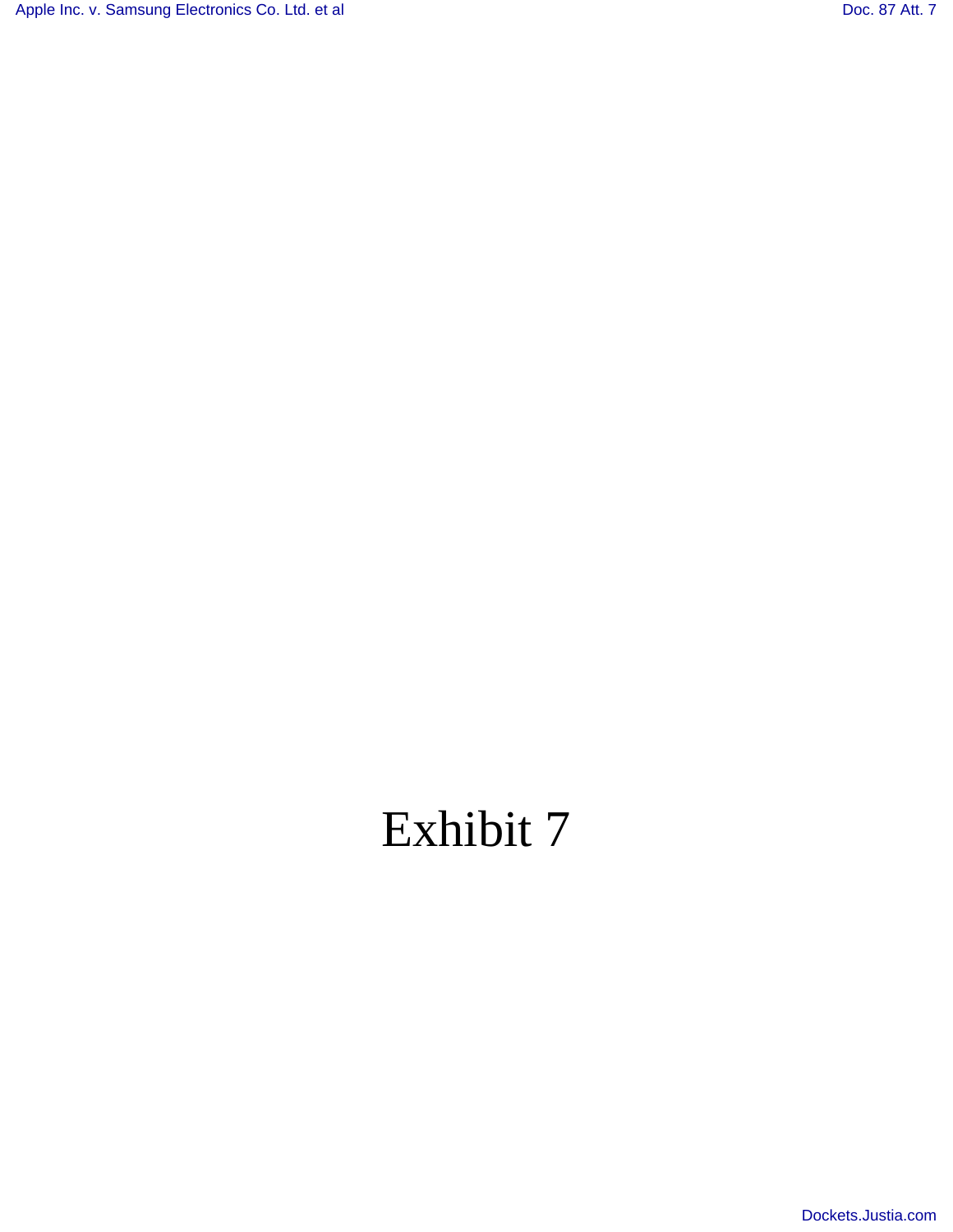Exhibit 7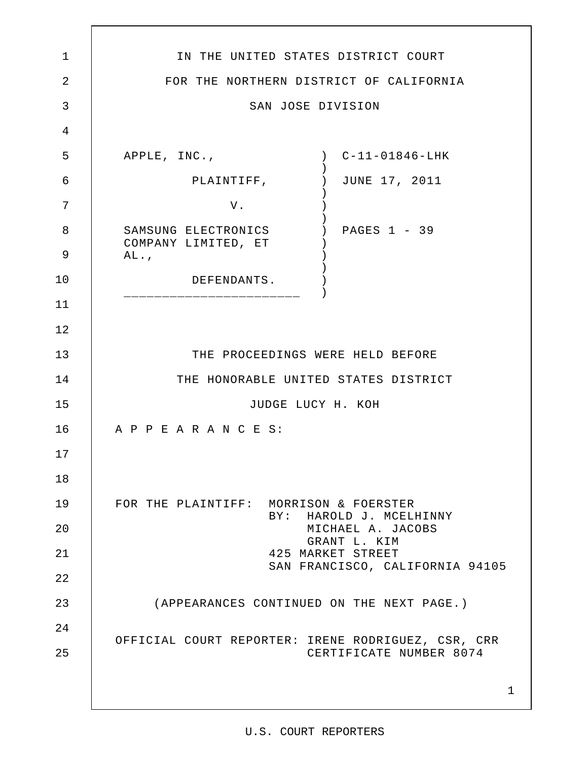IN THE UNITED STATES DISTRICT COURT

FOR THE NORTHERN DISTRICT OF CALIFORNIA

SAN JOSE DIVISION

| | | |
|---|---|---|
| APPLE, INC., | ) | C-11-01846-LHK |
| PLAINTIFF, | ) | JUNE 17, 2011 |
| V. | ) | |
| SAMSUNG ELECTRONICS COMPANY LIMITED, ET AL., | ) | PAGES 1 - 39 |
| DEFENDANTS. | ) | |

THE PROCEEDINGS WERE HELD BEFORE

THE HONORABLE UNITED STATES DISTRICT

JUDGE LUCY H. KOH

A P P E A R A N C E S:

FOR THE PLAINTIFF: MORRISON & FOERSTER
BY: HAROLD J. MCELHINNY
MICHAEL A. JACOBS
GRANT L. KIM
425 MARKET STREET
SAN FRANCISCO, CALIFORNIA 94105

(APPEARANCES CONTINUED ON THE NEXT PAGE.)

OFFICIAL COURT REPORTER: IRENE RODRIGUEZ, CSR, CRR
CERTIFICATE NUMBER 8074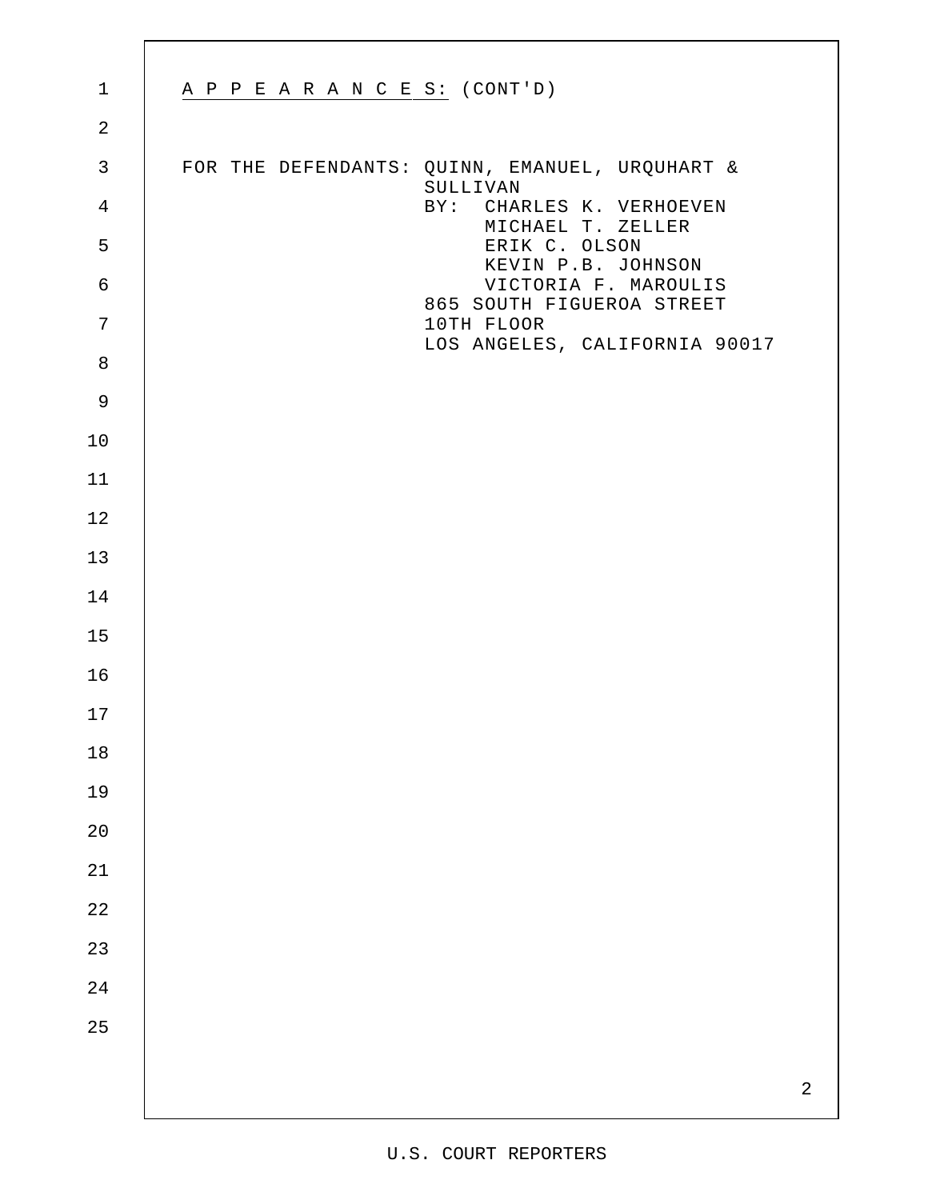A P P E A R A N C E S: (CONT'D)

FOR THE DEFENDANTS: QUINN, EMANUEL, URQUHART & SULLIVAN
BY: CHARLES K. VERHOEVEN
MICHAEL T. ZELLER
ERIK C. OLSON
KEVIN P.B. JOHNSON
VICTORIA F. MAROULIS
865 SOUTH FIGUEROA STREET
10TH FLOOR
LOS ANGELES, CALIFORNIA 90017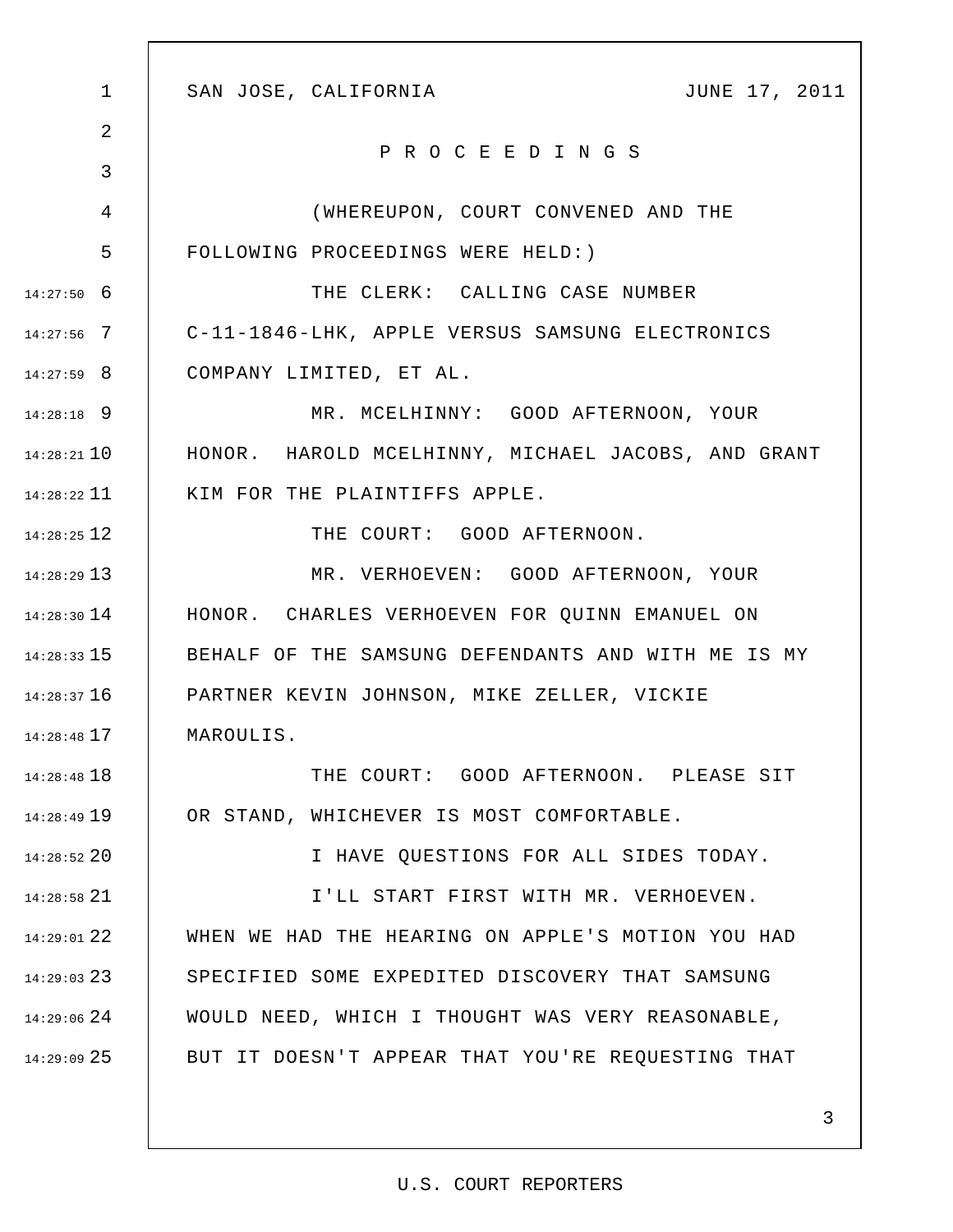SAN JOSE, CALIFORNIA JUNE 17, 2011

P R O C E E D I N G S

(WHEREUPON, COURT CONVENED AND THE FOLLOWING PROCEEDINGS WERE HELD:)

THE CLERK: CALLING CASE NUMBER C-11-1846-LHK, APPLE VERSUS SAMSUNG ELECTRONICS COMPANY LIMITED, ET AL.

MR. MCELHINNY: GOOD AFTERNOON, YOUR HONOR. HAROLD MCELHINNY, MICHAEL JACOBS, AND GRANT KIM FOR THE PLAINTIFFS APPLE.

THE COURT: GOOD AFTERNOON.

MR. VERHOEVEN: GOOD AFTERNOON, YOUR HONOR. CHARLES VERHOEVEN FOR QUINN EMANUEL ON BEHALF OF THE SAMSUNG DEFENDANTS AND WITH ME IS MY PARTNER KEVIN JOHNSON, MIKE ZELLER, VICKIE MAROULIS.

THE COURT: GOOD AFTERNOON. PLEASE SIT OR STAND, WHICHEVER IS MOST COMFORTABLE.

I HAVE QUESTIONS FOR ALL SIDES TODAY.

I'LL START FIRST WITH MR. VERHOEVEN. WHEN WE HAD THE HEARING ON APPLE'S MOTION YOU HAD SPECIFIED SOME EXPEDITED DISCOVERY THAT SAMSUNG WOULD NEED, WHICH I THOUGHT WAS VERY REASONABLE, BUT IT DOESN'T APPEAR THAT YOU'RE REQUESTING THAT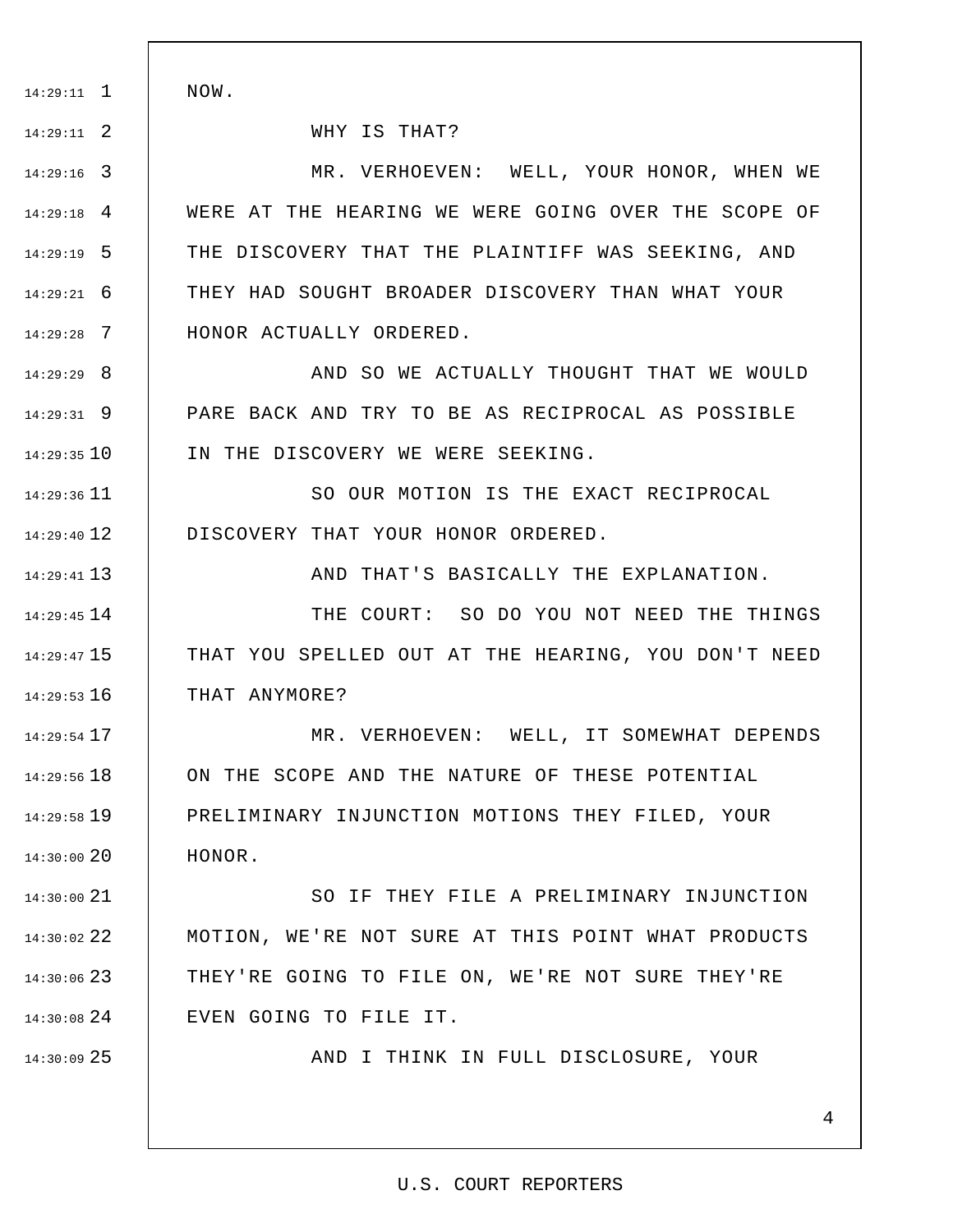NOW.

WHY IS THAT?

MR. VERHOEVEN: WELL, YOUR HONOR, WHEN WE WERE AT THE HEARING WE WERE GOING OVER THE SCOPE OF THE DISCOVERY THAT THE PLAINTIFF WAS SEEKING, AND THEY HAD SOUGHT BROADER DISCOVERY THAN WHAT YOUR HONOR ACTUALLY ORDERED.

AND SO WE ACTUALLY THOUGHT THAT WE WOULD PARE BACK AND TRY TO BE AS RECIPROCAL AS POSSIBLE IN THE DISCOVERY WE WERE SEEKING.

SO OUR MOTION IS THE EXACT RECIPROCAL DISCOVERY THAT YOUR HONOR ORDERED.

AND THAT'S BASICALLY THE EXPLANATION.

THE COURT: SO DO YOU NOT NEED THE THINGS THAT YOU SPELLED OUT AT THE HEARING, YOU DON'T NEED THAT ANYMORE?

MR. VERHOEVEN: WELL, IT SOMEWHAT DEPENDS ON THE SCOPE AND THE NATURE OF THESE POTENTIAL PRELIMINARY INJUNCTION MOTIONS THEY FILED, YOUR HONOR.

SO IF THEY FILE A PRELIMINARY INJUNCTION MOTION, WE'RE NOT SURE AT THIS POINT WHAT PRODUCTS THEY'RE GOING TO FILE ON, WE'RE NOT SURE THEY'RE EVEN GOING TO FILE IT.

AND I THINK IN FULL DISCLOSURE, YOUR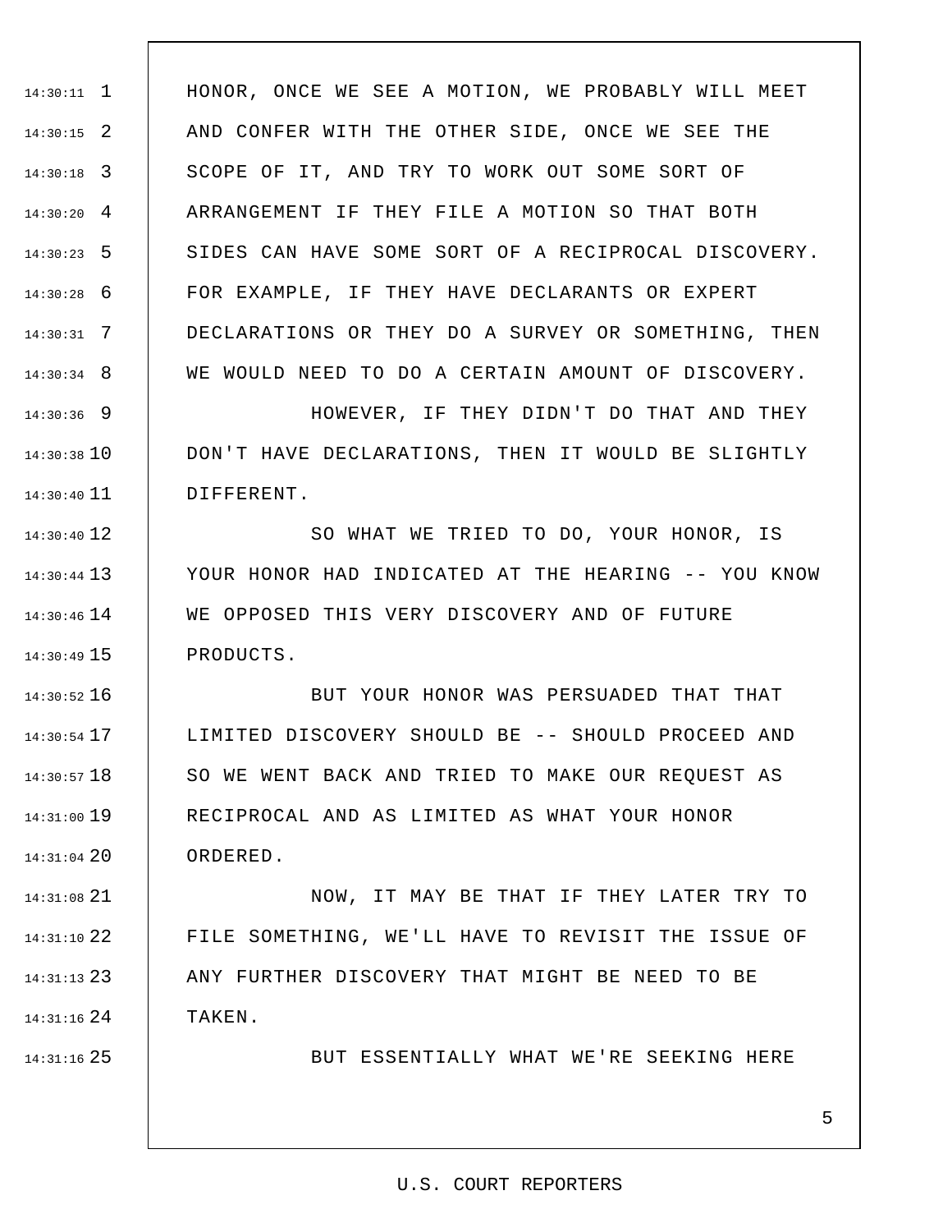HONOR, ONCE WE SEE A MOTION, WE PROBABLY WILL MEET AND CONFER WITH THE OTHER SIDE, ONCE WE SEE THE SCOPE OF IT, AND TRY TO WORK OUT SOME SORT OF ARRANGEMENT IF THEY FILE A MOTION SO THAT BOTH SIDES CAN HAVE SOME SORT OF A RECIPROCAL DISCOVERY. FOR EXAMPLE, IF THEY HAVE DECLARANTS OR EXPERT DECLARATIONS OR THEY DO A SURVEY OR SOMETHING, THEN WE WOULD NEED TO DO A CERTAIN AMOUNT OF DISCOVERY.

HOWEVER, IF THEY DIDN'T DO THAT AND THEY DON'T HAVE DECLARATIONS, THEN IT WOULD BE SLIGHTLY DIFFERENT.

SO WHAT WE TRIED TO DO, YOUR HONOR, IS YOUR HONOR HAD INDICATED AT THE HEARING -- YOU KNOW WE OPPOSED THIS VERY DISCOVERY AND OF FUTURE PRODUCTS.

BUT YOUR HONOR WAS PERSUADED THAT THAT LIMITED DISCOVERY SHOULD BE -- SHOULD PROCEED AND SO WE WENT BACK AND TRIED TO MAKE OUR REQUEST AS RECIPROCAL AND AS LIMITED AS WHAT YOUR HONOR ORDERED.

NOW, IT MAY BE THAT IF THEY LATER TRY TO FILE SOMETHING, WE'LL HAVE TO REVISIT THE ISSUE OF ANY FURTHER DISCOVERY THAT MIGHT BE NEED TO BE TAKEN.

BUT ESSENTIALLY WHAT WE'RE SEEKING HERE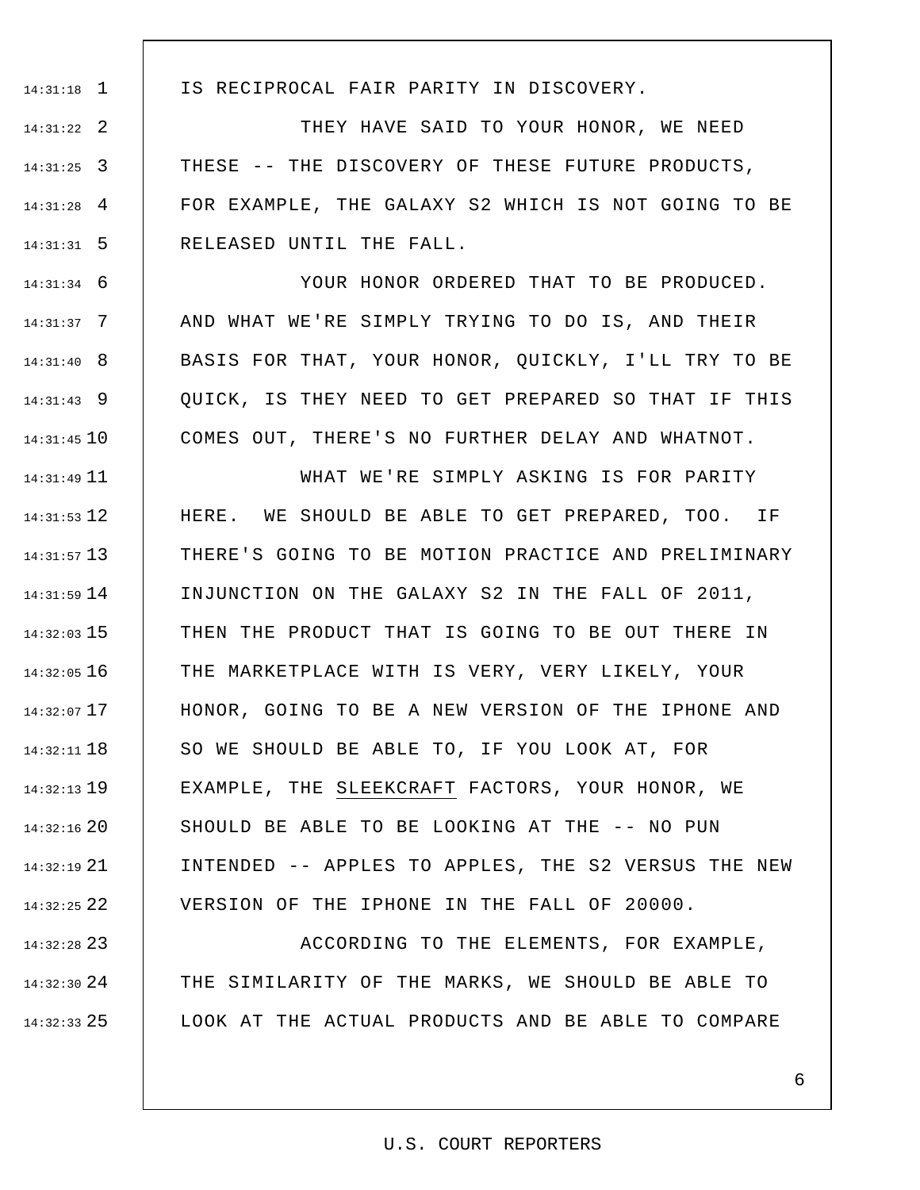IS RECIPROCAL FAIR PARITY IN DISCOVERY.

THEY HAVE SAID TO YOUR HONOR, WE NEED THESE -- THE DISCOVERY OF THESE FUTURE PRODUCTS, FOR EXAMPLE, THE GALAXY S2 WHICH IS NOT GOING TO BE RELEASED UNTIL THE FALL.

YOUR HONOR ORDERED THAT TO BE PRODUCED. AND WHAT WE'RE SIMPLY TRYING TO DO IS, AND THEIR BASIS FOR THAT, YOUR HONOR, QUICKLY, I'LL TRY TO BE QUICK, IS THEY NEED TO GET PREPARED SO THAT IF THIS COMES OUT, THERE'S NO FURTHER DELAY AND WHATNOT.

WHAT WE'RE SIMPLY ASKING IS FOR PARITY HERE. WE SHOULD BE ABLE TO GET PREPARED, TOO. IF THERE'S GOING TO BE MOTION PRACTICE AND PRELIMINARY INJUNCTION ON THE GALAXY S2 IN THE FALL OF 2011, THEN THE PRODUCT THAT IS GOING TO BE OUT THERE IN THE MARKETPLACE WITH IS VERY, VERY LIKELY, YOUR HONOR, GOING TO BE A NEW VERSION OF THE IPHONE AND SO WE SHOULD BE ABLE TO, IF YOU LOOK AT, FOR EXAMPLE, THE SLEEKCRAFT FACTORS, YOUR HONOR, WE SHOULD BE ABLE TO BE LOOKING AT THE -- NO PUN INTENDED -- APPLES TO APPLES, THE S2 VERSUS THE NEW VERSION OF THE IPHONE IN THE FALL OF 20000.

ACCORDING TO THE ELEMENTS, FOR EXAMPLE, THE SIMILARITY OF THE MARKS, WE SHOULD BE ABLE TO LOOK AT THE ACTUAL PRODUCTS AND BE ABLE TO COMPARE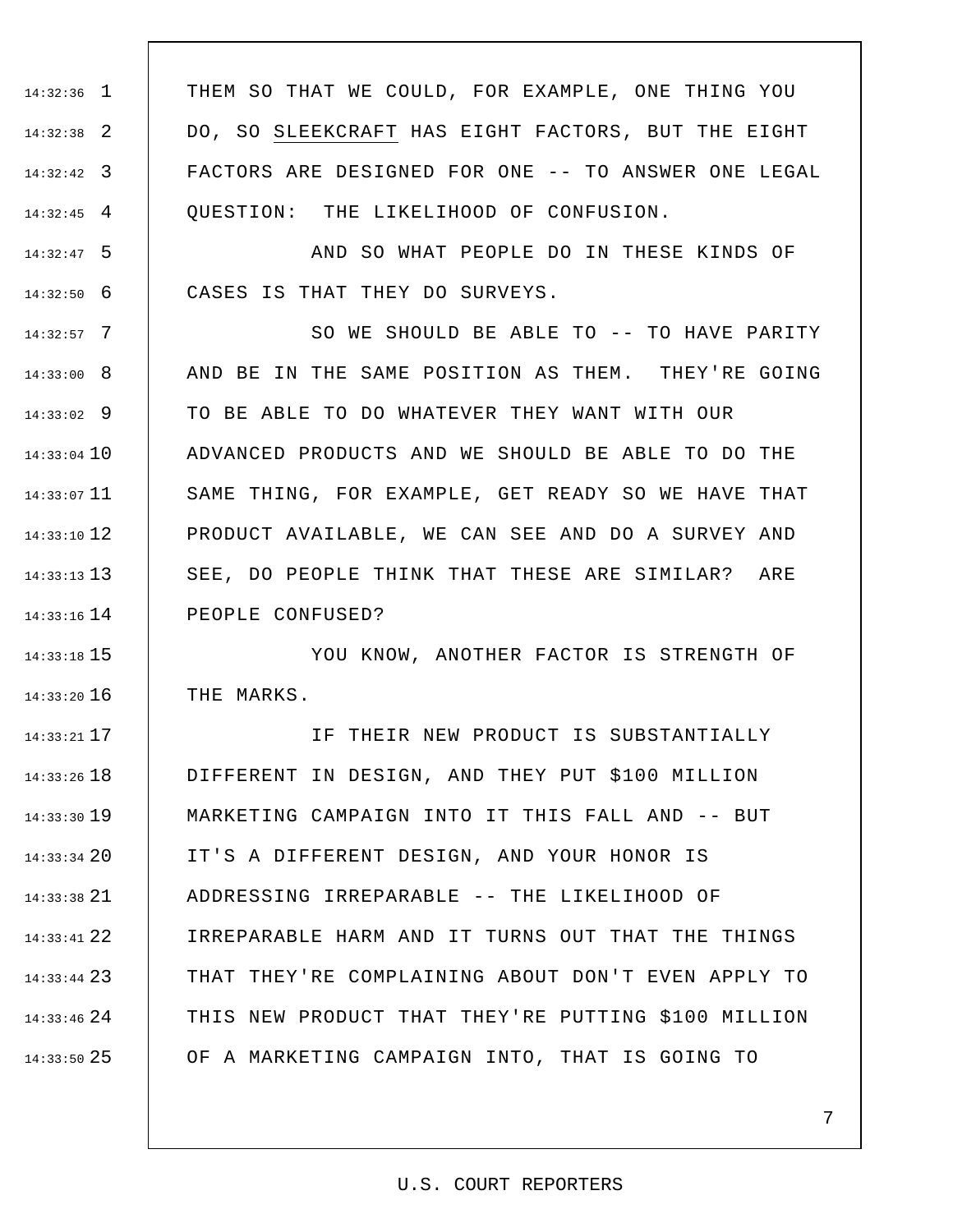THEM SO THAT WE COULD, FOR EXAMPLE, ONE THING YOU DO, SO SLEEKCRAFT HAS EIGHT FACTORS, BUT THE EIGHT FACTORS ARE DESIGNED FOR ONE -- TO ANSWER ONE LEGAL QUESTION: THE LIKELIHOOD OF CONFUSION.

AND SO WHAT PEOPLE DO IN THESE KINDS OF CASES IS THAT THEY DO SURVEYS.

SO WE SHOULD BE ABLE TO -- TO HAVE PARITY AND BE IN THE SAME POSITION AS THEM. THEY'RE GOING TO BE ABLE TO DO WHATEVER THEY WANT WITH OUR ADVANCED PRODUCTS AND WE SHOULD BE ABLE TO DO THE SAME THING, FOR EXAMPLE, GET READY SO WE HAVE THAT PRODUCT AVAILABLE, WE CAN SEE AND DO A SURVEY AND SEE, DO PEOPLE THINK THAT THESE ARE SIMILAR? ARE PEOPLE CONFUSED?

YOU KNOW, ANOTHER FACTOR IS STRENGTH OF THE MARKS.

IF THEIR NEW PRODUCT IS SUBSTANTIALLY DIFFERENT IN DESIGN, AND THEY PUT $100 MILLION MARKETING CAMPAIGN INTO IT THIS FALL AND -- BUT IT'S A DIFFERENT DESIGN, AND YOUR HONOR IS ADDRESSING IRREPARABLE -- THE LIKELIHOOD OF IRREPARABLE HARM AND IT TURNS OUT THAT THE THINGS THAT THEY'RE COMPLAINING ABOUT DON'T EVEN APPLY TO THIS NEW PRODUCT THAT THEY'RE PUTTING $100 MILLION OF A MARKETING CAMPAIGN INTO, THAT IS GOING TO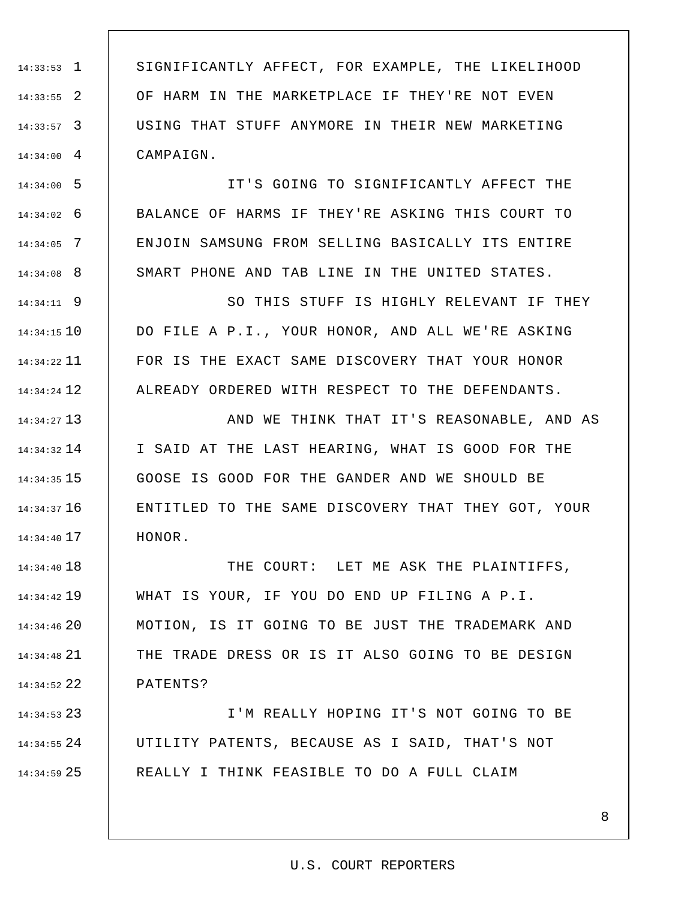SIGNIFICANTLY AFFECT, FOR EXAMPLE, THE LIKELIHOOD OF HARM IN THE MARKETPLACE IF THEY'RE NOT EVEN USING THAT STUFF ANYMORE IN THEIR NEW MARKETING CAMPAIGN.

IT'S GOING TO SIGNIFICANTLY AFFECT THE BALANCE OF HARMS IF THEY'RE ASKING THIS COURT TO ENJOIN SAMSUNG FROM SELLING BASICALLY ITS ENTIRE SMART PHONE AND TAB LINE IN THE UNITED STATES.

SO THIS STUFF IS HIGHLY RELEVANT IF THEY DO FILE A P.I., YOUR HONOR, AND ALL WE'RE ASKING FOR IS THE EXACT SAME DISCOVERY THAT YOUR HONOR ALREADY ORDERED WITH RESPECT TO THE DEFENDANTS.

AND WE THINK THAT IT'S REASONABLE, AND AS I SAID AT THE LAST HEARING, WHAT IS GOOD FOR THE GOOSE IS GOOD FOR THE GANDER AND WE SHOULD BE ENTITLED TO THE SAME DISCOVERY THAT THEY GOT, YOUR HONOR.

THE COURT: LET ME ASK THE PLAINTIFFS, WHAT IS YOUR, IF YOU DO END UP FILING A P.I. MOTION, IS IT GOING TO BE JUST THE TRADEMARK AND THE TRADE DRESS OR IS IT ALSO GOING TO BE DESIGN PATENTS?

I'M REALLY HOPING IT'S NOT GOING TO BE UTILITY PATENTS, BECAUSE AS I SAID, THAT'S NOT REALLY I THINK FEASIBLE TO DO A FULL CLAIM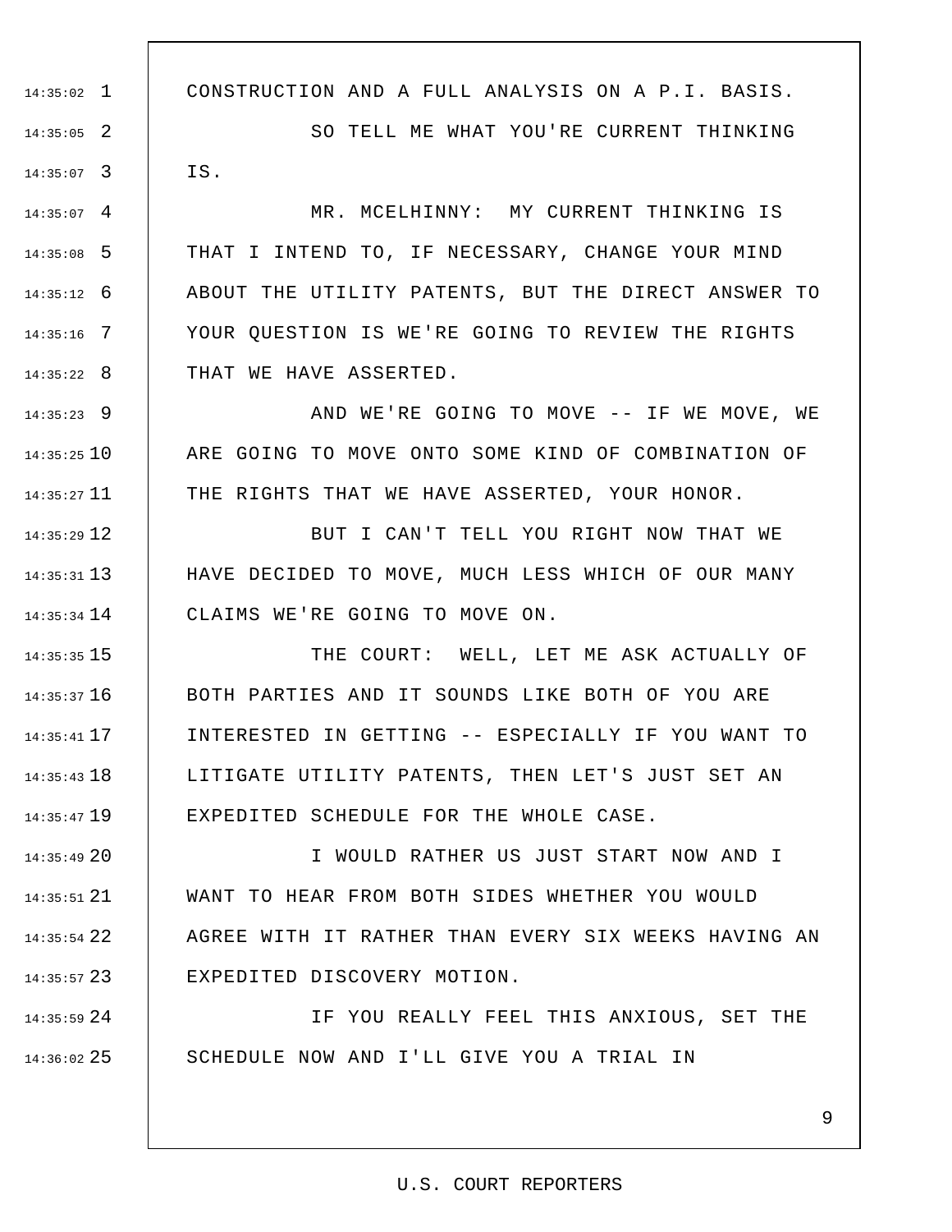CONSTRUCTION AND A FULL ANALYSIS ON A P.I. BASIS.

SO TELL ME WHAT YOU'RE CURRENT THINKING IS.

MR. MCELHINNY: MY CURRENT THINKING IS THAT I INTEND TO, IF NECESSARY, CHANGE YOUR MIND ABOUT THE UTILITY PATENTS, BUT THE DIRECT ANSWER TO YOUR QUESTION IS WE'RE GOING TO REVIEW THE RIGHTS THAT WE HAVE ASSERTED.

AND WE'RE GOING TO MOVE -- IF WE MOVE, WE ARE GOING TO MOVE ONTO SOME KIND OF COMBINATION OF THE RIGHTS THAT WE HAVE ASSERTED, YOUR HONOR.

BUT I CAN'T TELL YOU RIGHT NOW THAT WE HAVE DECIDED TO MOVE, MUCH LESS WHICH OF OUR MANY CLAIMS WE'RE GOING TO MOVE ON.

THE COURT: WELL, LET ME ASK ACTUALLY OF BOTH PARTIES AND IT SOUNDS LIKE BOTH OF YOU ARE INTERESTED IN GETTING -- ESPECIALLY IF YOU WANT TO LITIGATE UTILITY PATENTS, THEN LET'S JUST SET AN EXPEDITED SCHEDULE FOR THE WHOLE CASE.

I WOULD RATHER US JUST START NOW AND I WANT TO HEAR FROM BOTH SIDES WHETHER YOU WOULD AGREE WITH IT RATHER THAN EVERY SIX WEEKS HAVING AN EXPEDITED DISCOVERY MOTION.

IF YOU REALLY FEEL THIS ANXIOUS, SET THE SCHEDULE NOW AND I'LL GIVE YOU A TRIAL IN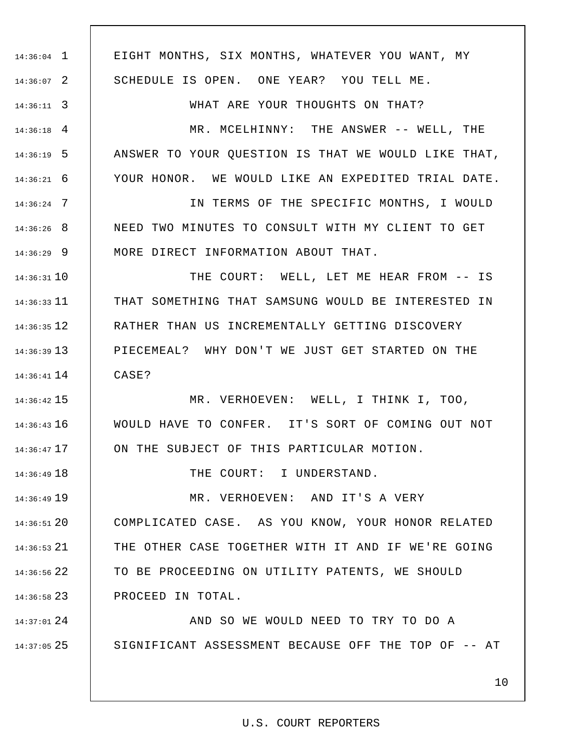EIGHT MONTHS, SIX MONTHS, WHATEVER YOU WANT, MY SCHEDULE IS OPEN. ONE YEAR? YOU TELL ME.

WHAT ARE YOUR THOUGHTS ON THAT?

MR. MCELHINNY: THE ANSWER -- WELL, THE ANSWER TO YOUR QUESTION IS THAT WE WOULD LIKE THAT, YOUR HONOR. WE WOULD LIKE AN EXPEDITED TRIAL DATE.

IN TERMS OF THE SPECIFIC MONTHS, I WOULD NEED TWO MINUTES TO CONSULT WITH MY CLIENT TO GET MORE DIRECT INFORMATION ABOUT THAT.

THE COURT: WELL, LET ME HEAR FROM -- IS THAT SOMETHING THAT SAMSUNG WOULD BE INTERESTED IN RATHER THAN US INCREMENTALLY GETTING DISCOVERY PIECEMEAL? WHY DON'T WE JUST GET STARTED ON THE CASE?

MR. VERHOEVEN: WELL, I THINK I, TOO, WOULD HAVE TO CONFER. IT'S SORT OF COMING OUT NOT ON THE SUBJECT OF THIS PARTICULAR MOTION.

THE COURT: I UNDERSTAND.

MR. VERHOEVEN: AND IT'S A VERY COMPLICATED CASE. AS YOU KNOW, YOUR HONOR RELATED THE OTHER CASE TOGETHER WITH IT AND IF WE'RE GOING TO BE PROCEEDING ON UTILITY PATENTS, WE SHOULD PROCEED IN TOTAL.

AND SO WE WOULD NEED TO TRY TO DO A SIGNIFICANT ASSESSMENT BECAUSE OFF THE TOP OF -- AT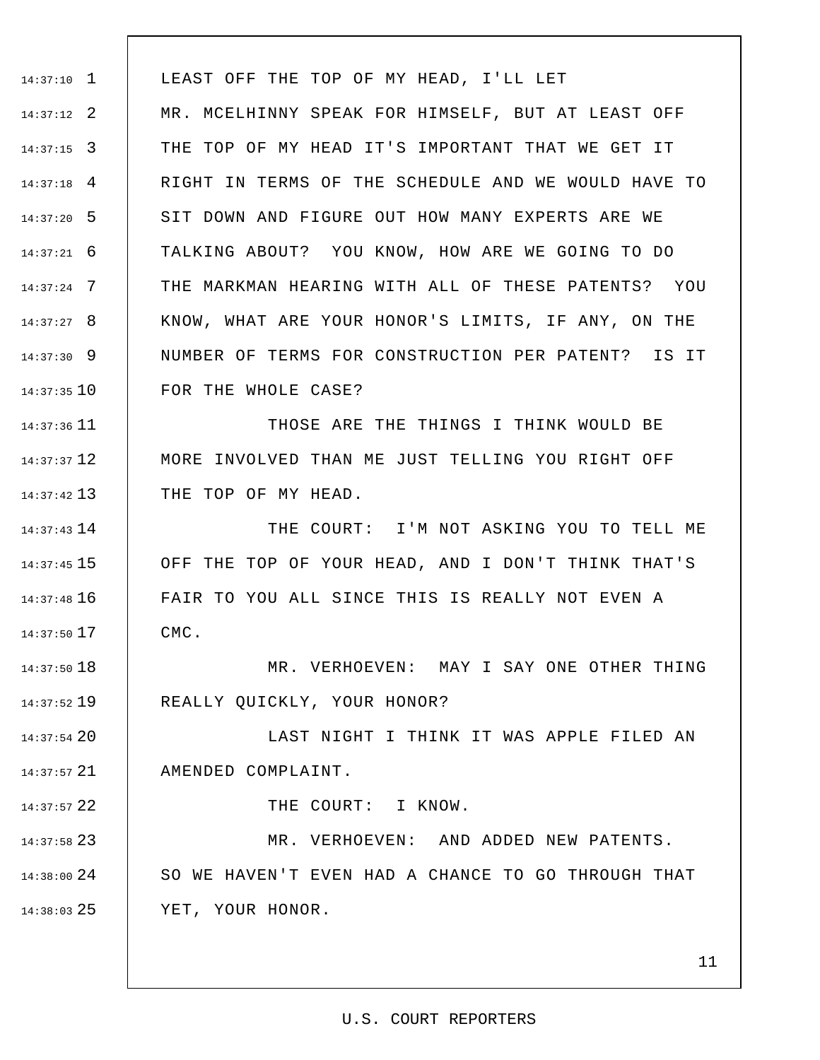LEAST OFF THE TOP OF MY HEAD, I'LL LET MR. MCELHINNY SPEAK FOR HIMSELF, BUT AT LEAST OFF THE TOP OF MY HEAD IT'S IMPORTANT THAT WE GET IT RIGHT IN TERMS OF THE SCHEDULE AND WE WOULD HAVE TO SIT DOWN AND FIGURE OUT HOW MANY EXPERTS ARE WE TALKING ABOUT? YOU KNOW, HOW ARE WE GOING TO DO THE MARKMAN HEARING WITH ALL OF THESE PATENTS? YOU KNOW, WHAT ARE YOUR HONOR'S LIMITS, IF ANY, ON THE NUMBER OF TERMS FOR CONSTRUCTION PER PATENT? IS IT FOR THE WHOLE CASE?

THOSE ARE THE THINGS I THINK WOULD BE MORE INVOLVED THAN ME JUST TELLING YOU RIGHT OFF THE TOP OF MY HEAD.

THE COURT: I'M NOT ASKING YOU TO TELL ME OFF THE TOP OF YOUR HEAD, AND I DON'T THINK THAT'S FAIR TO YOU ALL SINCE THIS IS REALLY NOT EVEN A CMC.

MR. VERHOEVEN: MAY I SAY ONE OTHER THING REALLY QUICKLY, YOUR HONOR?

LAST NIGHT I THINK IT WAS APPLE FILED AN AMENDED COMPLAINT.

THE COURT: I KNOW.

MR. VERHOEVEN: AND ADDED NEW PATENTS. SO WE HAVEN'T EVEN HAD A CHANCE TO GO THROUGH THAT YET, YOUR HONOR.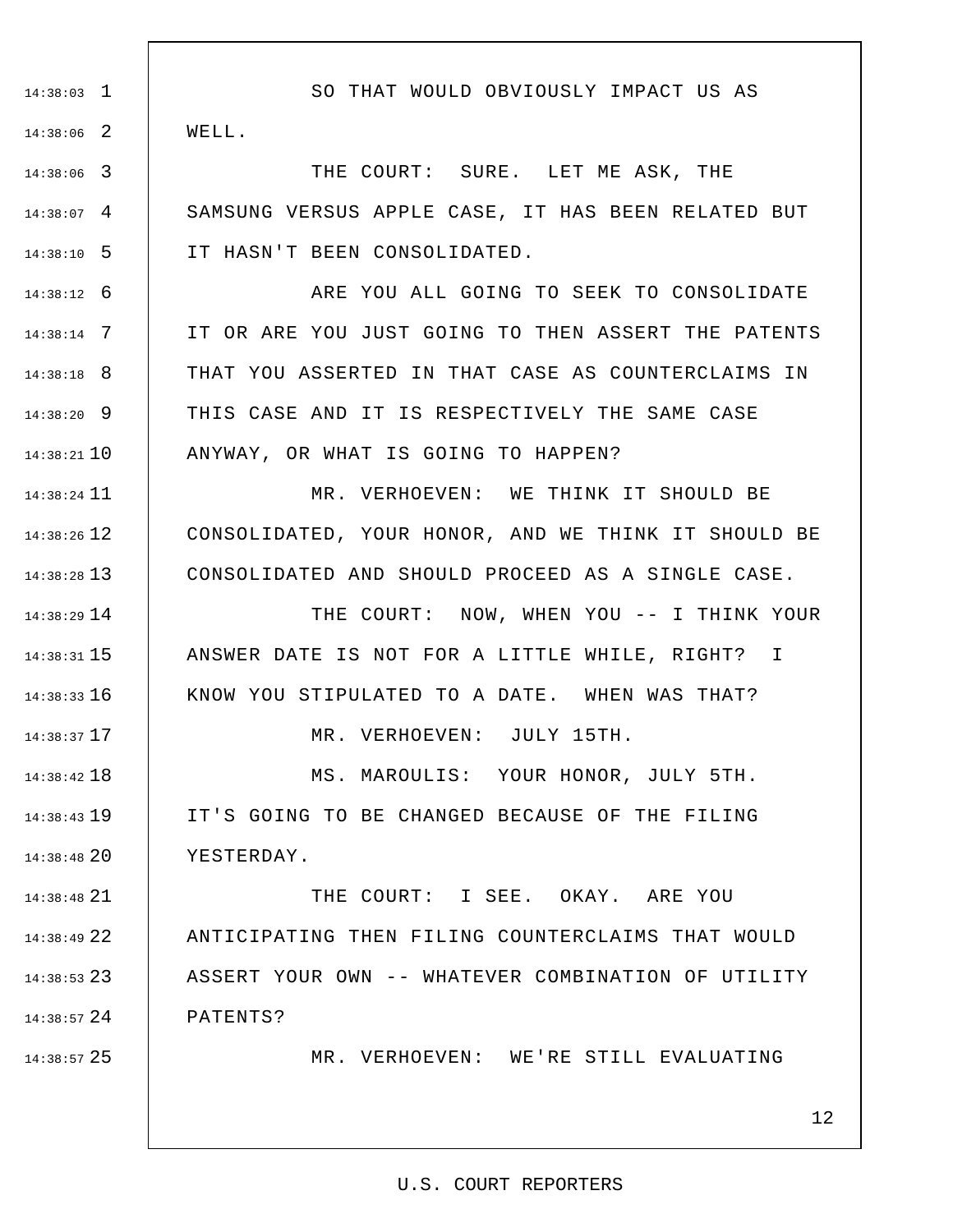SO THAT WOULD OBVIOUSLY IMPACT US AS WELL.

THE COURT: SURE. LET ME ASK, THE SAMSUNG VERSUS APPLE CASE, IT HAS BEEN RELATED BUT IT HASN'T BEEN CONSOLIDATED.

ARE YOU ALL GOING TO SEEK TO CONSOLIDATE IT OR ARE YOU JUST GOING TO THEN ASSERT THE PATENTS THAT YOU ASSERTED IN THAT CASE AS COUNTERCLAIMS IN THIS CASE AND IT IS RESPECTIVELY THE SAME CASE ANYWAY, OR WHAT IS GOING TO HAPPEN?

MR. VERHOEVEN: WE THINK IT SHOULD BE CONSOLIDATED, YOUR HONOR, AND WE THINK IT SHOULD BE CONSOLIDATED AND SHOULD PROCEED AS A SINGLE CASE.

THE COURT: NOW, WHEN YOU -- I THINK YOUR ANSWER DATE IS NOT FOR A LITTLE WHILE, RIGHT? I KNOW YOU STIPULATED TO A DATE. WHEN WAS THAT?

MR. VERHOEVEN: JULY 15TH.

MS. MAROULIS: YOUR HONOR, JULY 5TH. IT'S GOING TO BE CHANGED BECAUSE OF THE FILING YESTERDAY.

THE COURT: I SEE. OKAY. ARE YOU ANTICIPATING THEN FILING COUNTERCLAIMS THAT WOULD ASSERT YOUR OWN -- WHATEVER COMBINATION OF UTILITY PATENTS?

MR. VERHOEVEN: WE'RE STILL EVALUATING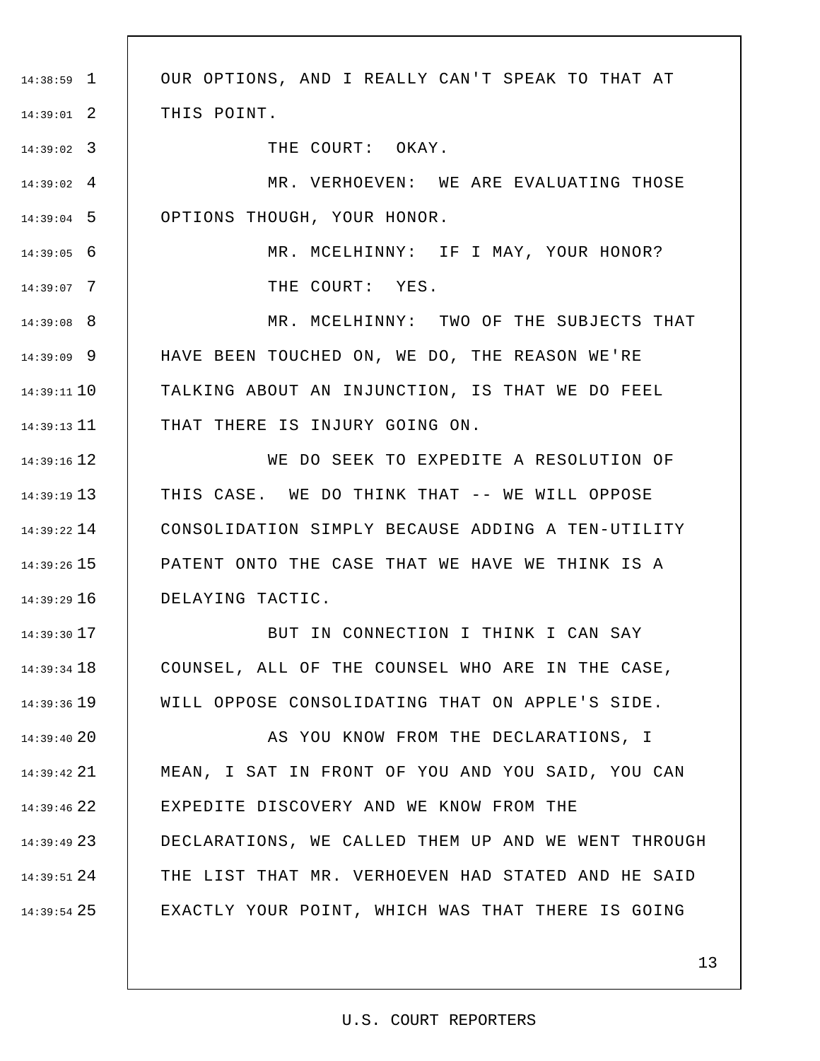OUR OPTIONS, AND I REALLY CAN'T SPEAK TO THAT AT THIS POINT.

THE COURT: OKAY.

MR. VERHOEVEN: WE ARE EVALUATING THOSE OPTIONS THOUGH, YOUR HONOR.

MR. MCELHINNY: IF I MAY, YOUR HONOR?

THE COURT: YES.

MR. MCELHINNY: TWO OF THE SUBJECTS THAT HAVE BEEN TOUCHED ON, WE DO, THE REASON WE'RE TALKING ABOUT AN INJUNCTION, IS THAT WE DO FEEL THAT THERE IS INJURY GOING ON.

WE DO SEEK TO EXPEDITE A RESOLUTION OF THIS CASE. WE DO THINK THAT -- WE WILL OPPOSE CONSOLIDATION SIMPLY BECAUSE ADDING A TEN-UTILITY PATENT ONTO THE CASE THAT WE HAVE WE THINK IS A DELAYING TACTIC.

BUT IN CONNECTION I THINK I CAN SAY COUNSEL, ALL OF THE COUNSEL WHO ARE IN THE CASE, WILL OPPOSE CONSOLIDATING THAT ON APPLE'S SIDE.

AS YOU KNOW FROM THE DECLARATIONS, I MEAN, I SAT IN FRONT OF YOU AND YOU SAID, YOU CAN EXPEDITE DISCOVERY AND WE KNOW FROM THE DECLARATIONS, WE CALLED THEM UP AND WE WENT THROUGH THE LIST THAT MR. VERHOEVEN HAD STATED AND HE SAID EXACTLY YOUR POINT, WHICH WAS THAT THERE IS GOING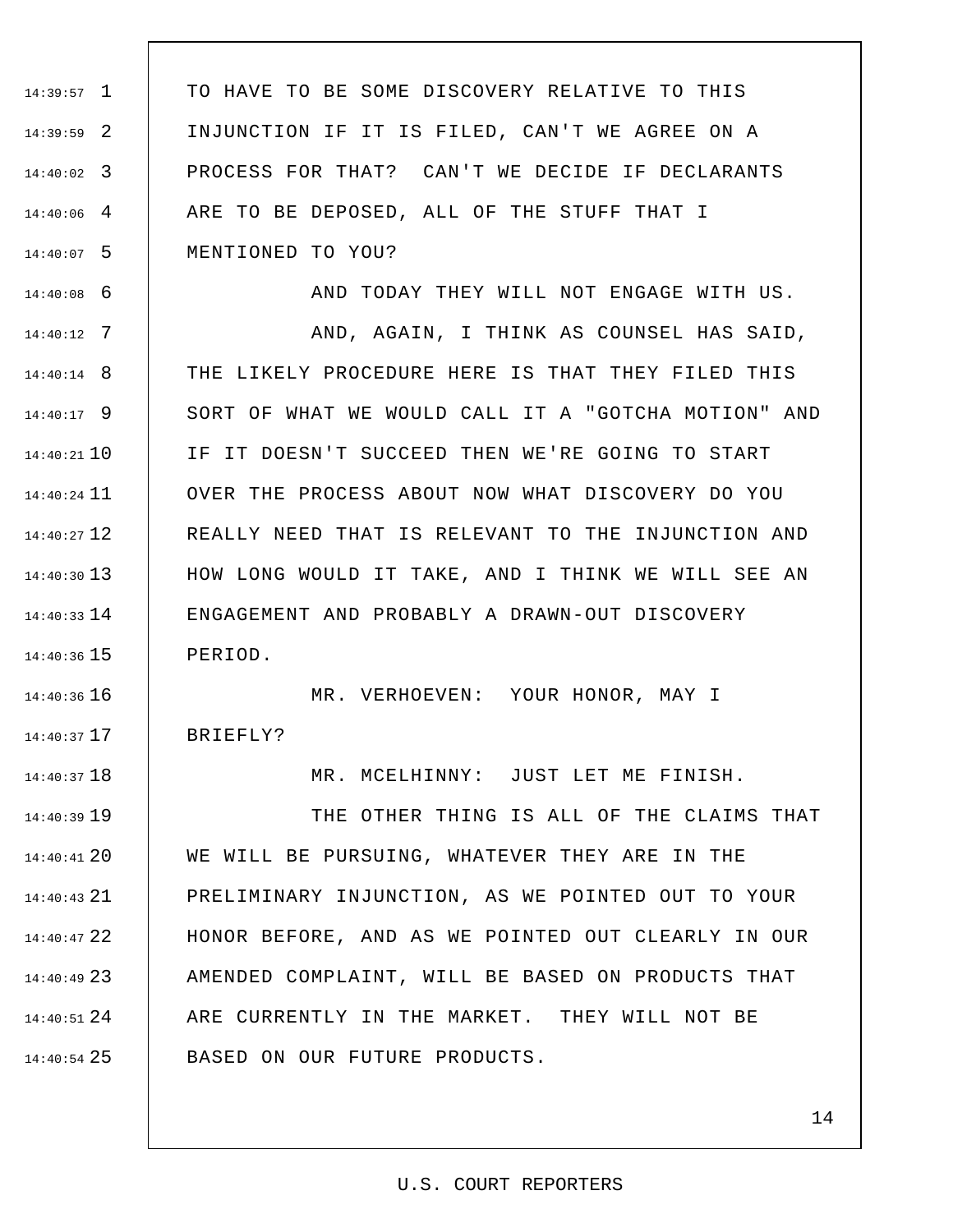TO HAVE TO BE SOME DISCOVERY RELATIVE TO THIS INJUNCTION IF IT IS FILED, CAN'T WE AGREE ON A PROCESS FOR THAT? CAN'T WE DECIDE IF DECLARANTS ARE TO BE DEPOSED, ALL OF THE STUFF THAT I MENTIONED TO YOU?

AND TODAY THEY WILL NOT ENGAGE WITH US.

AND, AGAIN, I THINK AS COUNSEL HAS SAID, THE LIKELY PROCEDURE HERE IS THAT THEY FILED THIS SORT OF WHAT WE WOULD CALL IT A "GOTCHA MOTION" AND IF IT DOESN'T SUCCEED THEN WE'RE GOING TO START OVER THE PROCESS ABOUT NOW WHAT DISCOVERY DO YOU REALLY NEED THAT IS RELEVANT TO THE INJUNCTION AND HOW LONG WOULD IT TAKE, AND I THINK WE WILL SEE AN ENGAGEMENT AND PROBABLY A DRAWN-OUT DISCOVERY PERIOD.

MR. VERHOEVEN: YOUR HONOR, MAY I BRIEFLY?

MR. MCELHINNY: JUST LET ME FINISH.

THE OTHER THING IS ALL OF THE CLAIMS THAT WE WILL BE PURSUING, WHATEVER THEY ARE IN THE PRELIMINARY INJUNCTION, AS WE POINTED OUT TO YOUR HONOR BEFORE, AND AS WE POINTED OUT CLEARLY IN OUR AMENDED COMPLAINT, WILL BE BASED ON PRODUCTS THAT ARE CURRENTLY IN THE MARKET. THEY WILL NOT BE BASED ON OUR FUTURE PRODUCTS.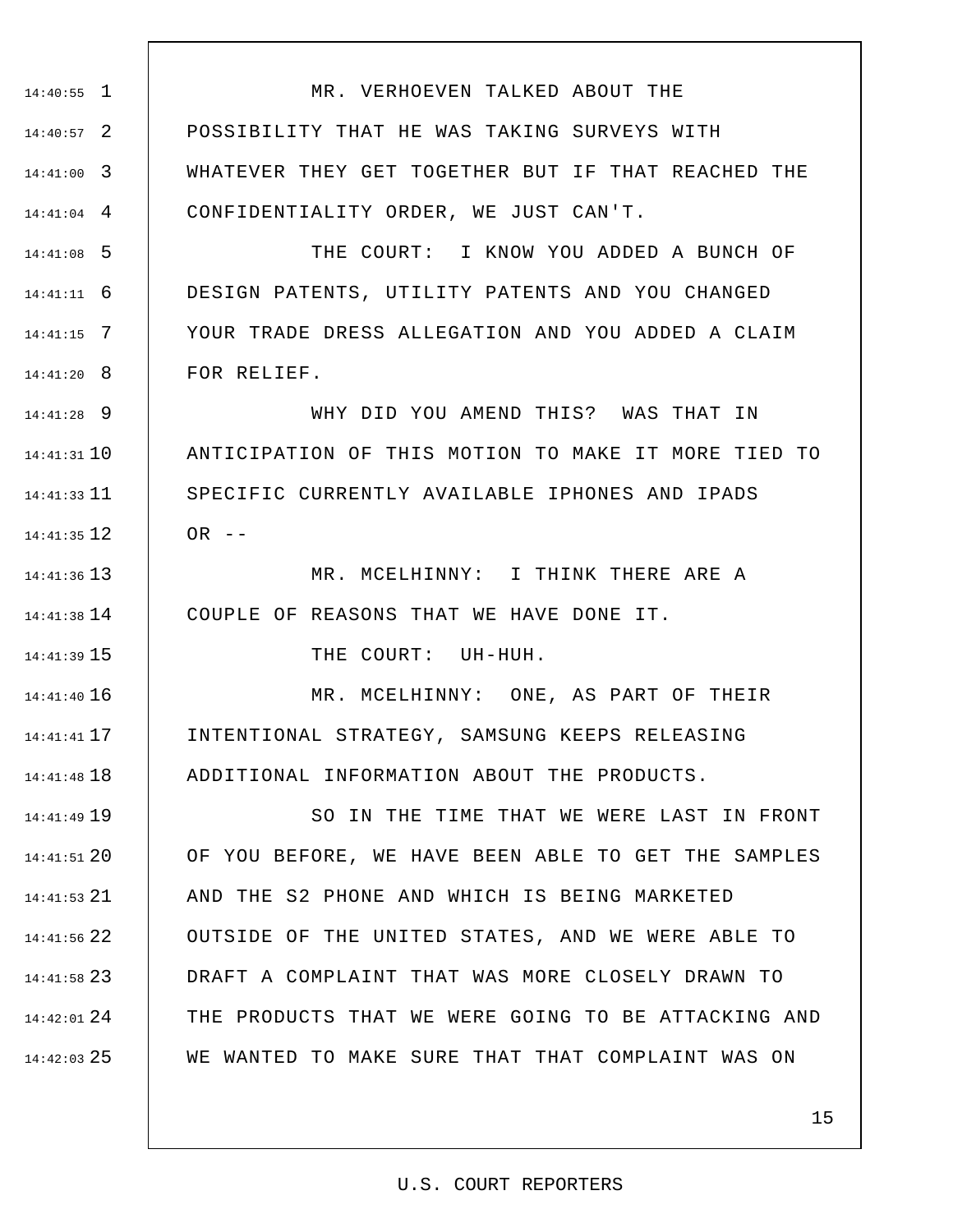MR. VERHOEVEN TALKED ABOUT THE POSSIBILITY THAT HE WAS TAKING SURVEYS WITH WHATEVER THEY GET TOGETHER BUT IF THAT REACHED THE CONFIDENTIALITY ORDER, WE JUST CAN'T.

THE COURT: I KNOW YOU ADDED A BUNCH OF DESIGN PATENTS, UTILITY PATENTS AND YOU CHANGED YOUR TRADE DRESS ALLEGATION AND YOU ADDED A CLAIM FOR RELIEF.

WHY DID YOU AMEND THIS? WAS THAT IN ANTICIPATION OF THIS MOTION TO MAKE IT MORE TIED TO SPECIFIC CURRENTLY AVAILABLE IPHONES AND IPADS OR --

MR. MCELHINNY: I THINK THERE ARE A COUPLE OF REASONS THAT WE HAVE DONE IT.

THE COURT: UH-HUH.

MR. MCELHINNY: ONE, AS PART OF THEIR INTENTIONAL STRATEGY, SAMSUNG KEEPS RELEASING ADDITIONAL INFORMATION ABOUT THE PRODUCTS.

SO IN THE TIME THAT WE WERE LAST IN FRONT OF YOU BEFORE, WE HAVE BEEN ABLE TO GET THE SAMPLES AND THE S2 PHONE AND WHICH IS BEING MARKETED OUTSIDE OF THE UNITED STATES, AND WE WERE ABLE TO DRAFT A COMPLAINT THAT WAS MORE CLOSELY DRAWN TO THE PRODUCTS THAT WE WERE GOING TO BE ATTACKING AND WE WANTED TO MAKE SURE THAT THAT COMPLAINT WAS ON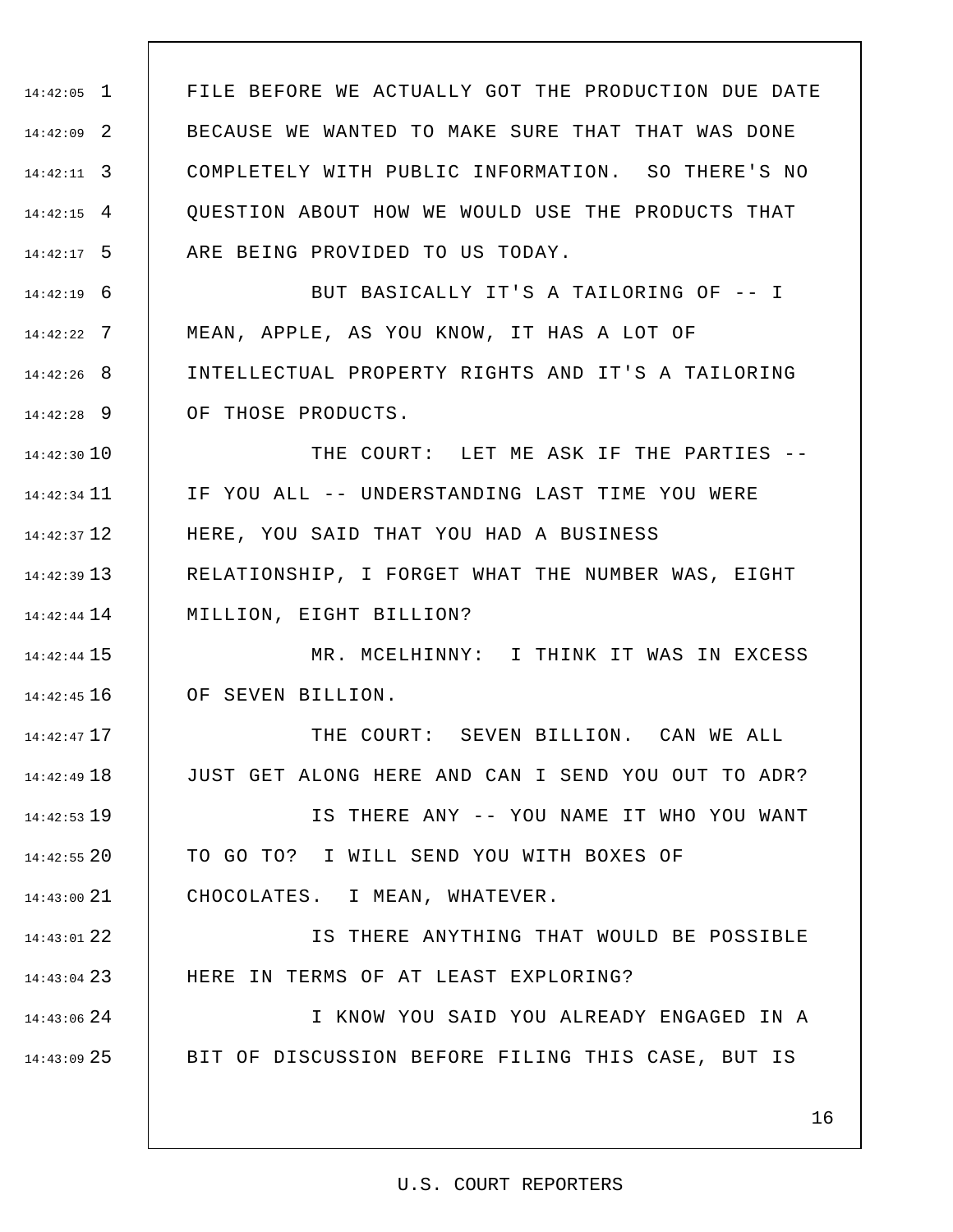FILE BEFORE WE ACTUALLY GOT THE PRODUCTION DUE DATE BECAUSE WE WANTED TO MAKE SURE THAT THAT WAS DONE COMPLETELY WITH PUBLIC INFORMATION. SO THERE'S NO QUESTION ABOUT HOW WE WOULD USE THE PRODUCTS THAT ARE BEING PROVIDED TO US TODAY.

BUT BASICALLY IT'S A TAILORING OF -- I MEAN, APPLE, AS YOU KNOW, IT HAS A LOT OF INTELLECTUAL PROPERTY RIGHTS AND IT'S A TAILORING OF THOSE PRODUCTS.

THE COURT: LET ME ASK IF THE PARTIES -- IF YOU ALL -- UNDERSTANDING LAST TIME YOU WERE HERE, YOU SAID THAT YOU HAD A BUSINESS RELATIONSHIP, I FORGET WHAT THE NUMBER WAS, EIGHT MILLION, EIGHT BILLION?

MR. MCELHINNY: I THINK IT WAS IN EXCESS OF SEVEN BILLION.

THE COURT: SEVEN BILLION. CAN WE ALL JUST GET ALONG HERE AND CAN I SEND YOU OUT TO ADR?

IS THERE ANY -- YOU NAME IT WHO YOU WANT TO GO TO? I WILL SEND YOU WITH BOXES OF CHOCOLATES. I MEAN, WHATEVER.

IS THERE ANYTHING THAT WOULD BE POSSIBLE HERE IN TERMS OF AT LEAST EXPLORING?

I KNOW YOU SAID YOU ALREADY ENGAGED IN A BIT OF DISCUSSION BEFORE FILING THIS CASE, BUT IS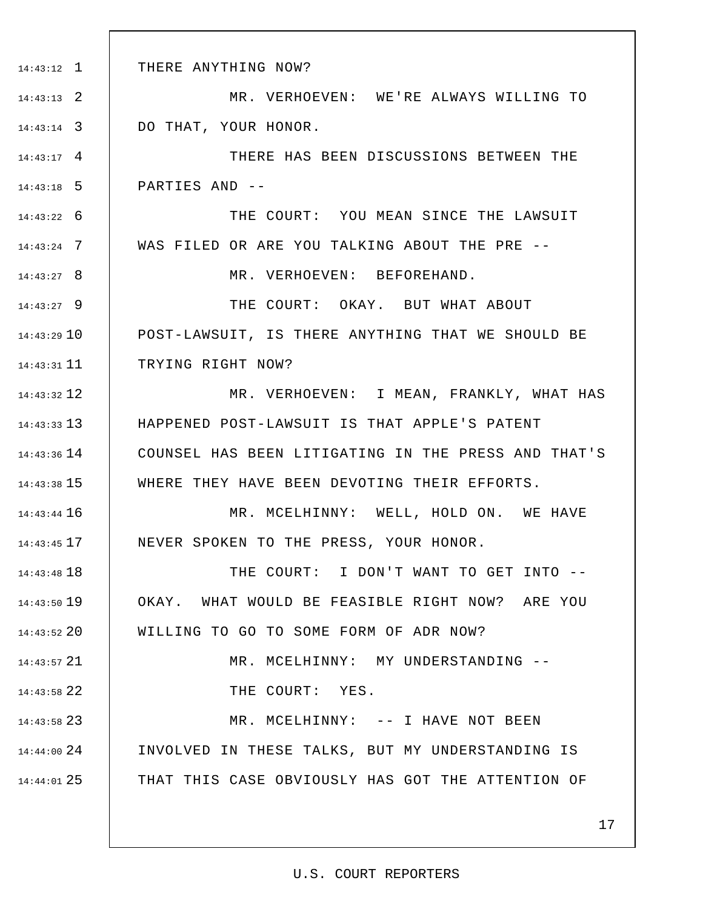THERE ANYTHING NOW?

MR. VERHOEVEN: WE'RE ALWAYS WILLING TO DO THAT, YOUR HONOR.

THERE HAS BEEN DISCUSSIONS BETWEEN THE PARTIES AND --

THE COURT: YOU MEAN SINCE THE LAWSUIT WAS FILED OR ARE YOU TALKING ABOUT THE PRE --

MR. VERHOEVEN: BEFOREHAND.

THE COURT: OKAY. BUT WHAT ABOUT POST-LAWSUIT, IS THERE ANYTHING THAT WE SHOULD BE TRYING RIGHT NOW?

MR. VERHOEVEN: I MEAN, FRANKLY, WHAT HAS HAPPENED POST-LAWSUIT IS THAT APPLE'S PATENT COUNSEL HAS BEEN LITIGATING IN THE PRESS AND THAT'S WHERE THEY HAVE BEEN DEVOTING THEIR EFFORTS.

MR. MCELHINNY: WELL, HOLD ON. WE HAVE NEVER SPOKEN TO THE PRESS, YOUR HONOR.

THE COURT: I DON'T WANT TO GET INTO -- OKAY. WHAT WOULD BE FEASIBLE RIGHT NOW? ARE YOU WILLING TO GO TO SOME FORM OF ADR NOW?

MR. MCELHINNY: MY UNDERSTANDING --

THE COURT: YES.

MR. MCELHINNY: -- I HAVE NOT BEEN INVOLVED IN THESE TALKS, BUT MY UNDERSTANDING IS THAT THIS CASE OBVIOUSLY HAS GOT THE ATTENTION OF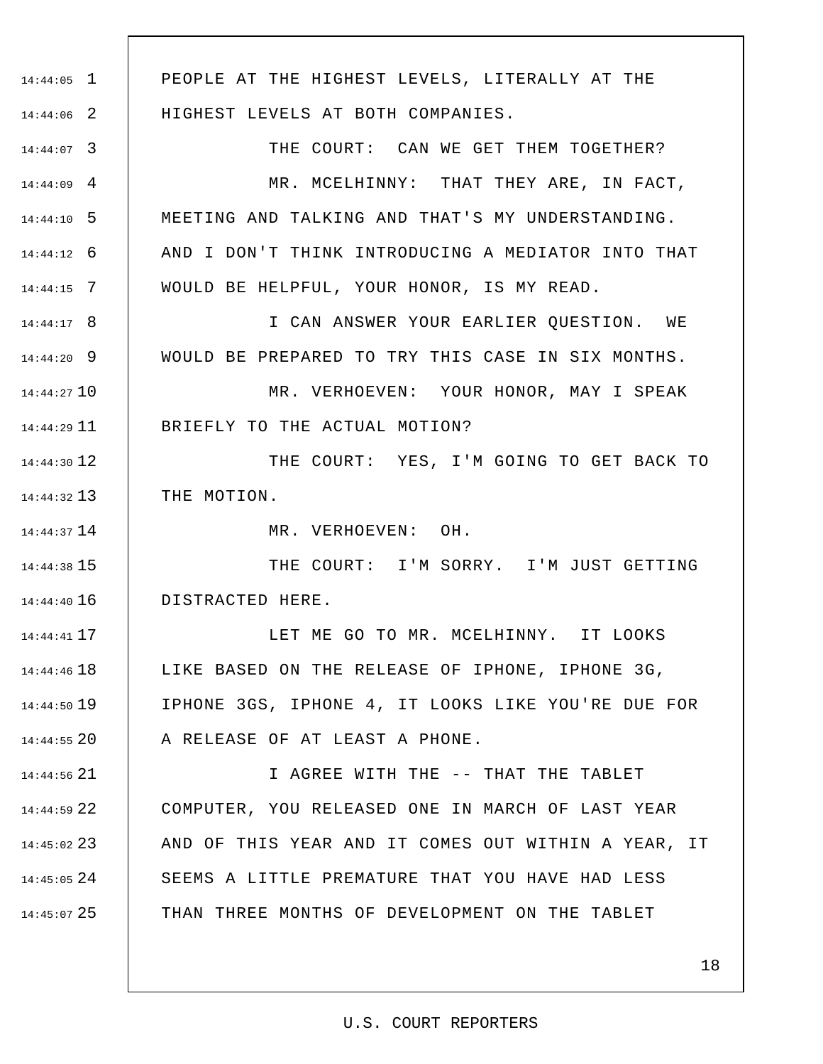PEOPLE AT THE HIGHEST LEVELS, LITERALLY AT THE HIGHEST LEVELS AT BOTH COMPANIES.

THE COURT: CAN WE GET THEM TOGETHER?

MR. MCELHINNY: THAT THEY ARE, IN FACT, MEETING AND TALKING AND THAT'S MY UNDERSTANDING. AND I DON'T THINK INTRODUCING A MEDIATOR INTO THAT WOULD BE HELPFUL, YOUR HONOR, IS MY READ.

I CAN ANSWER YOUR EARLIER QUESTION. WE WOULD BE PREPARED TO TRY THIS CASE IN SIX MONTHS.

MR. VERHOEVEN: YOUR HONOR, MAY I SPEAK BRIEFLY TO THE ACTUAL MOTION?

THE COURT: YES, I'M GOING TO GET BACK TO THE MOTION.

MR. VERHOEVEN: OH.

THE COURT: I'M SORRY. I'M JUST GETTING DISTRACTED HERE.

LET ME GO TO MR. MCELHINNY. IT LOOKS LIKE BASED ON THE RELEASE OF IPHONE, IPHONE 3G, IPHONE 3GS, IPHONE 4, IT LOOKS LIKE YOU'RE DUE FOR A RELEASE OF AT LEAST A PHONE.

I AGREE WITH THE -- THAT THE TABLET COMPUTER, YOU RELEASED ONE IN MARCH OF LAST YEAR AND OF THIS YEAR AND IT COMES OUT WITHIN A YEAR, IT SEEMS A LITTLE PREMATURE THAT YOU HAVE HAD LESS THAN THREE MONTHS OF DEVELOPMENT ON THE TABLET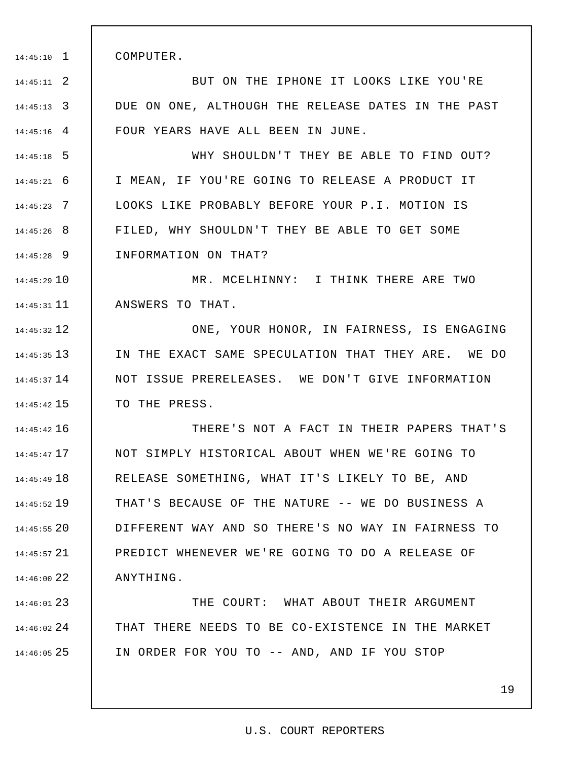COMPUTER.

BUT ON THE IPHONE IT LOOKS LIKE YOU'RE DUE ON ONE, ALTHOUGH THE RELEASE DATES IN THE PAST FOUR YEARS HAVE ALL BEEN IN JUNE.

WHY SHOULDN'T THEY BE ABLE TO FIND OUT? I MEAN, IF YOU'RE GOING TO RELEASE A PRODUCT IT LOOKS LIKE PROBABLY BEFORE YOUR P.I. MOTION IS FILED, WHY SHOULDN'T THEY BE ABLE TO GET SOME INFORMATION ON THAT?

MR. MCELHINNY: I THINK THERE ARE TWO ANSWERS TO THAT.

ONE, YOUR HONOR, IN FAIRNESS, IS ENGAGING IN THE EXACT SAME SPECULATION THAT THEY ARE. WE DO NOT ISSUE PRERELEASES. WE DON'T GIVE INFORMATION TO THE PRESS.

THERE'S NOT A FACT IN THEIR PAPERS THAT'S NOT SIMPLY HISTORICAL ABOUT WHEN WE'RE GOING TO RELEASE SOMETHING, WHAT IT'S LIKELY TO BE, AND THAT'S BECAUSE OF THE NATURE -- WE DO BUSINESS A DIFFERENT WAY AND SO THERE'S NO WAY IN FAIRNESS TO PREDICT WHENEVER WE'RE GOING TO DO A RELEASE OF ANYTHING.

THE COURT: WHAT ABOUT THEIR ARGUMENT THAT THERE NEEDS TO BE CO-EXISTENCE IN THE MARKET IN ORDER FOR YOU TO -- AND, AND IF YOU STOP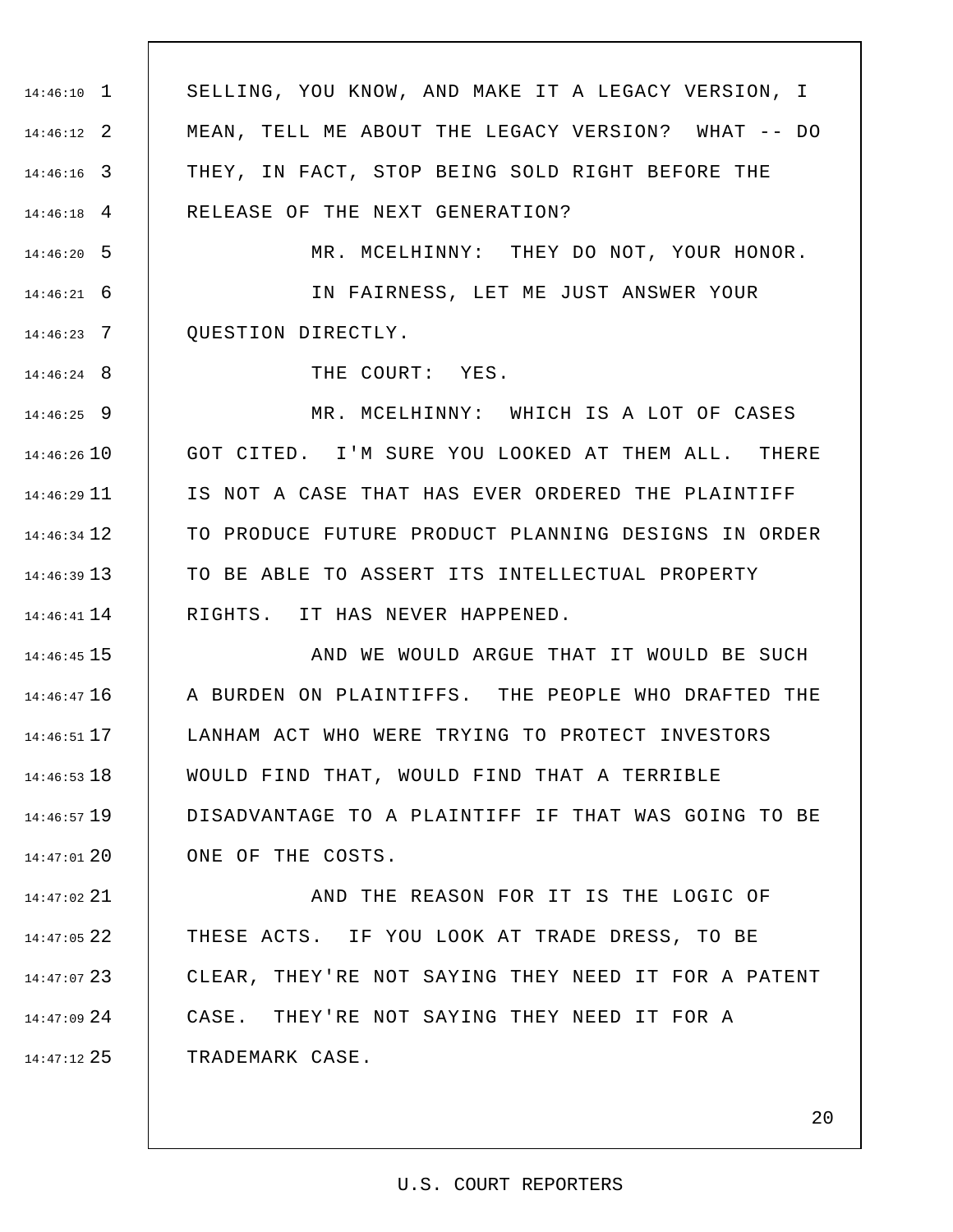SELLING, YOU KNOW, AND MAKE IT A LEGACY VERSION, I MEAN, TELL ME ABOUT THE LEGACY VERSION? WHAT -- DO THEY, IN FACT, STOP BEING SOLD RIGHT BEFORE THE RELEASE OF THE NEXT GENERATION?

MR. MCELHINNY: THEY DO NOT, YOUR HONOR.

IN FAIRNESS, LET ME JUST ANSWER YOUR QUESTION DIRECTLY.

THE COURT: YES.

MR. MCELHINNY: WHICH IS A LOT OF CASES GOT CITED. I'M SURE YOU LOOKED AT THEM ALL. THERE IS NOT A CASE THAT HAS EVER ORDERED THE PLAINTIFF TO PRODUCE FUTURE PRODUCT PLANNING DESIGNS IN ORDER TO BE ABLE TO ASSERT ITS INTELLECTUAL PROPERTY RIGHTS. IT HAS NEVER HAPPENED.

AND WE WOULD ARGUE THAT IT WOULD BE SUCH A BURDEN ON PLAINTIFFS. THE PEOPLE WHO DRAFTED THE LANHAM ACT WHO WERE TRYING TO PROTECT INVESTORS WOULD FIND THAT, WOULD FIND THAT A TERRIBLE DISADVANTAGE TO A PLAINTIFF IF THAT WAS GOING TO BE ONE OF THE COSTS.

AND THE REASON FOR IT IS THE LOGIC OF THESE ACTS. IF YOU LOOK AT TRADE DRESS, TO BE CLEAR, THEY'RE NOT SAYING THEY NEED IT FOR A PATENT CASE. THEY'RE NOT SAYING THEY NEED IT FOR A TRADEMARK CASE.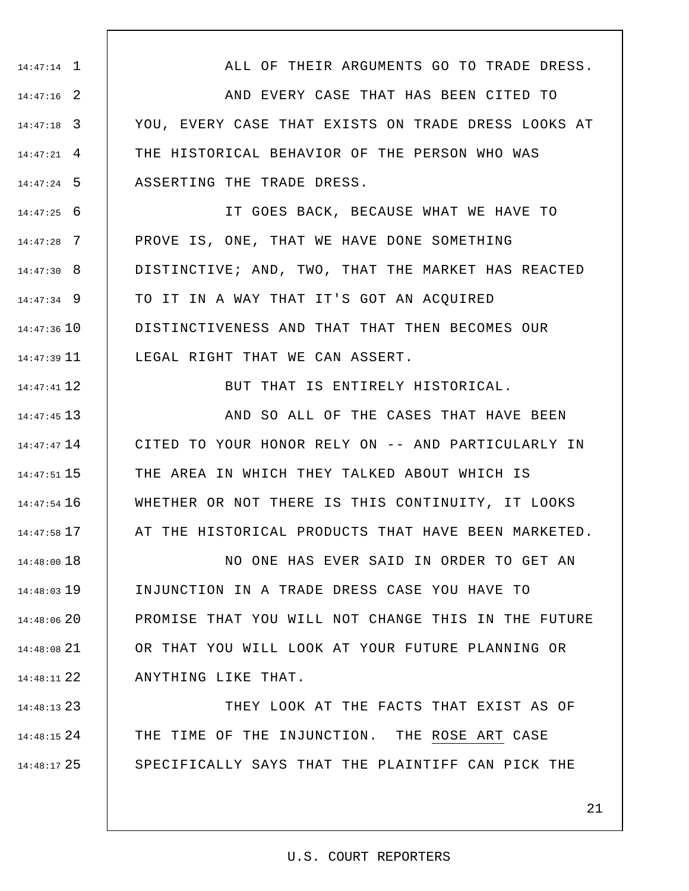ALL OF THEIR ARGUMENTS GO TO TRADE DRESS.

AND EVERY CASE THAT HAS BEEN CITED TO YOU, EVERY CASE THAT EXISTS ON TRADE DRESS LOOKS AT THE HISTORICAL BEHAVIOR OF THE PERSON WHO WAS ASSERTING THE TRADE DRESS.

IT GOES BACK, BECAUSE WHAT WE HAVE TO PROVE IS, ONE, THAT WE HAVE DONE SOMETHING DISTINCTIVE; AND, TWO, THAT THE MARKET HAS REACTED TO IT IN A WAY THAT IT'S GOT AN ACQUIRED DISTINCTIVENESS AND THAT THAT THEN BECOMES OUR LEGAL RIGHT THAT WE CAN ASSERT.

BUT THAT IS ENTIRELY HISTORICAL.

AND SO ALL OF THE CASES THAT HAVE BEEN CITED TO YOUR HONOR RELY ON -- AND PARTICULARLY IN THE AREA IN WHICH THEY TALKED ABOUT WHICH IS WHETHER OR NOT THERE IS THIS CONTINUITY, IT LOOKS AT THE HISTORICAL PRODUCTS THAT HAVE BEEN MARKETED.

NO ONE HAS EVER SAID IN ORDER TO GET AN INJUNCTION IN A TRADE DRESS CASE YOU HAVE TO PROMISE THAT YOU WILL NOT CHANGE THIS IN THE FUTURE OR THAT YOU WILL LOOK AT YOUR FUTURE PLANNING OR ANYTHING LIKE THAT.

THEY LOOK AT THE FACTS THAT EXIST AS OF THE TIME OF THE INJUNCTION. THE ROSE ART CASE SPECIFICALLY SAYS THAT THE PLAINTIFF CAN PICK THE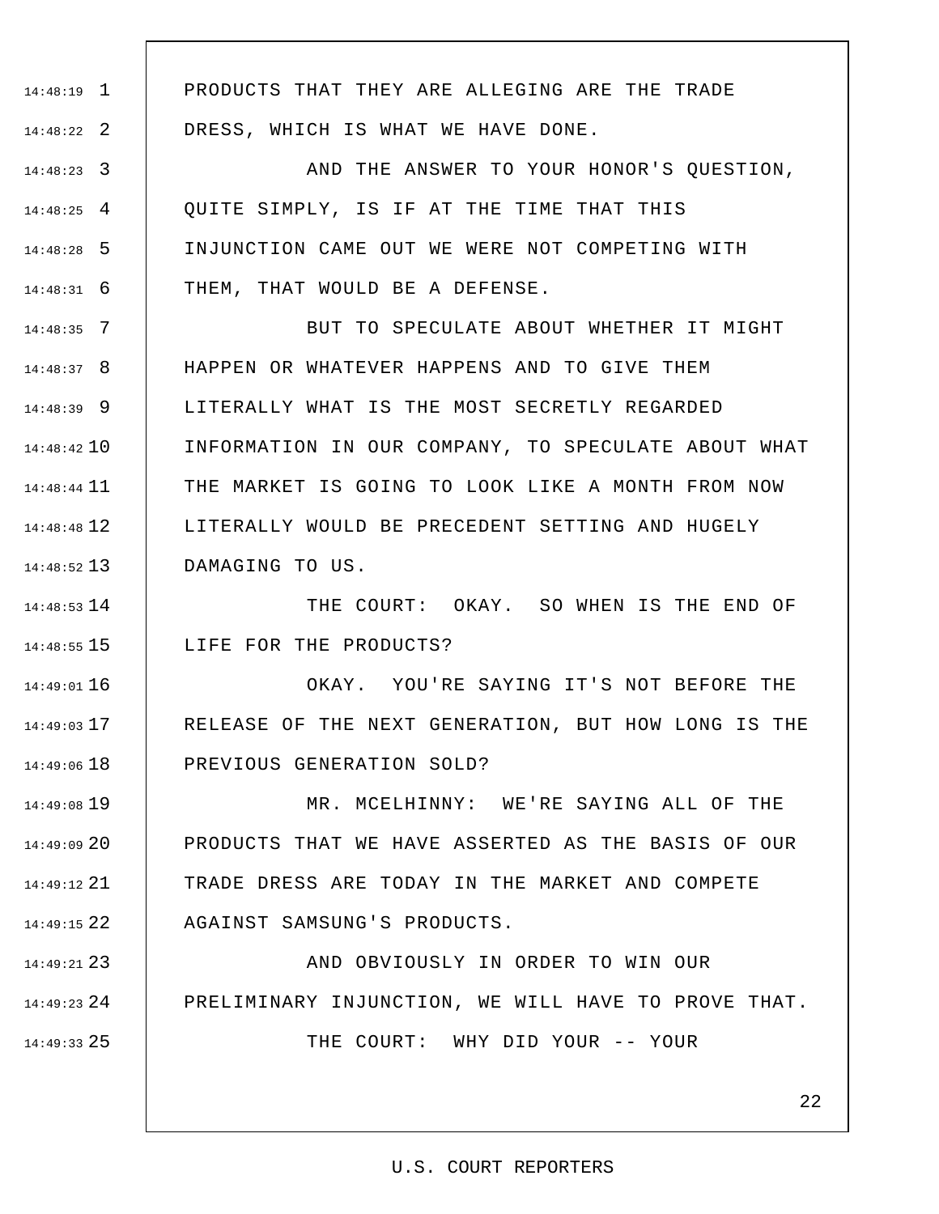PRODUCTS THAT THEY ARE ALLEGING ARE THE TRADE DRESS, WHICH IS WHAT WE HAVE DONE.

AND THE ANSWER TO YOUR HONOR'S QUESTION, QUITE SIMPLY, IS IF AT THE TIME THAT THIS INJUNCTION CAME OUT WE WERE NOT COMPETING WITH THEM, THAT WOULD BE A DEFENSE.

BUT TO SPECULATE ABOUT WHETHER IT MIGHT HAPPEN OR WHATEVER HAPPENS AND TO GIVE THEM LITERALLY WHAT IS THE MOST SECRETLY REGARDED INFORMATION IN OUR COMPANY, TO SPECULATE ABOUT WHAT THE MARKET IS GOING TO LOOK LIKE A MONTH FROM NOW LITERALLY WOULD BE PRECEDENT SETTING AND HUGELY DAMAGING TO US.

THE COURT: OKAY. SO WHEN IS THE END OF LIFE FOR THE PRODUCTS?

OKAY. YOU'RE SAYING IT'S NOT BEFORE THE RELEASE OF THE NEXT GENERATION, BUT HOW LONG IS THE PREVIOUS GENERATION SOLD?

MR. MCELHINNY: WE'RE SAYING ALL OF THE PRODUCTS THAT WE HAVE ASSERTED AS THE BASIS OF OUR TRADE DRESS ARE TODAY IN THE MARKET AND COMPETE AGAINST SAMSUNG'S PRODUCTS.

AND OBVIOUSLY IN ORDER TO WIN OUR PRELIMINARY INJUNCTION, WE WILL HAVE TO PROVE THAT.

THE COURT: WHY DID YOUR -- YOUR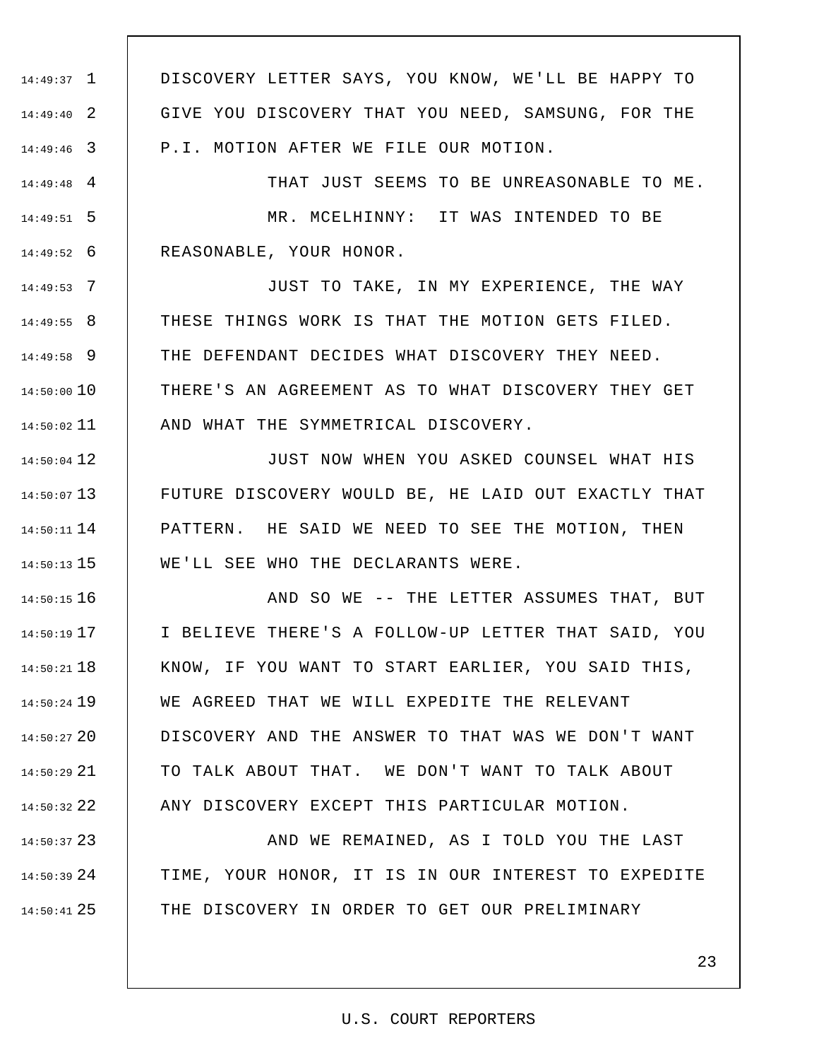DISCOVERY LETTER SAYS, YOU KNOW, WE'LL BE HAPPY TO GIVE YOU DISCOVERY THAT YOU NEED, SAMSUNG, FOR THE P.I. MOTION AFTER WE FILE OUR MOTION.

THAT JUST SEEMS TO BE UNREASONABLE TO ME.

MR. MCELHINNY: IT WAS INTENDED TO BE REASONABLE, YOUR HONOR.

JUST TO TAKE, IN MY EXPERIENCE, THE WAY THESE THINGS WORK IS THAT THE MOTION GETS FILED. THE DEFENDANT DECIDES WHAT DISCOVERY THEY NEED. THERE'S AN AGREEMENT AS TO WHAT DISCOVERY THEY GET AND WHAT THE SYMMETRICAL DISCOVERY.

JUST NOW WHEN YOU ASKED COUNSEL WHAT HIS FUTURE DISCOVERY WOULD BE, HE LAID OUT EXACTLY THAT PATTERN. HE SAID WE NEED TO SEE THE MOTION, THEN WE'LL SEE WHO THE DECLARANTS WERE.

AND SO WE -- THE LETTER ASSUMES THAT, BUT I BELIEVE THERE'S A FOLLOW-UP LETTER THAT SAID, YOU KNOW, IF YOU WANT TO START EARLIER, YOU SAID THIS, WE AGREED THAT WE WILL EXPEDITE THE RELEVANT DISCOVERY AND THE ANSWER TO THAT WAS WE DON'T WANT TO TALK ABOUT THAT. WE DON'T WANT TO TALK ABOUT ANY DISCOVERY EXCEPT THIS PARTICULAR MOTION.

AND WE REMAINED, AS I TOLD YOU THE LAST TIME, YOUR HONOR, IT IS IN OUR INTEREST TO EXPEDITE THE DISCOVERY IN ORDER TO GET OUR PRELIMINARY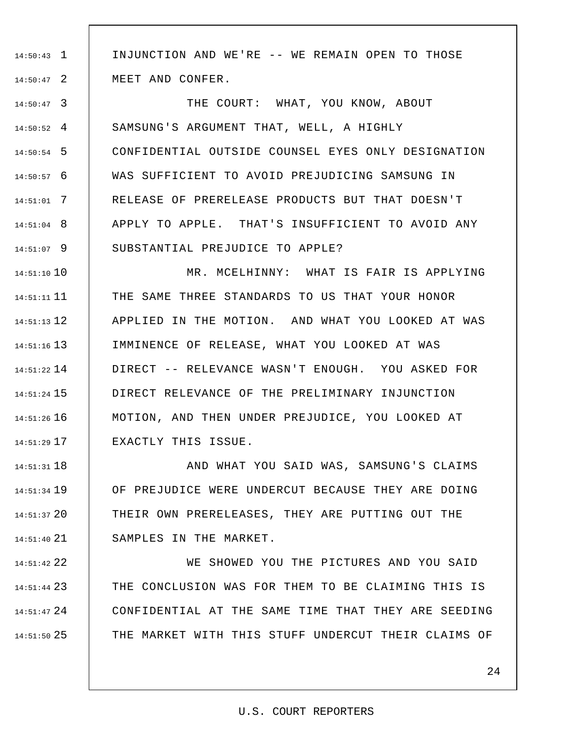INJUNCTION AND WE'RE -- WE REMAIN OPEN TO THOSE MEET AND CONFER.

THE COURT: WHAT, YOU KNOW, ABOUT SAMSUNG'S ARGUMENT THAT, WELL, A HIGHLY CONFIDENTIAL OUTSIDE COUNSEL EYES ONLY DESIGNATION WAS SUFFICIENT TO AVOID PREJUDICING SAMSUNG IN RELEASE OF PRERELEASE PRODUCTS BUT THAT DOESN'T APPLY TO APPLE. THAT'S INSUFFICIENT TO AVOID ANY SUBSTANTIAL PREJUDICE TO APPLE?

MR. MCELHINNY: WHAT IS FAIR IS APPLYING THE SAME THREE STANDARDS TO US THAT YOUR HONOR APPLIED IN THE MOTION. AND WHAT YOU LOOKED AT WAS IMMINENCE OF RELEASE, WHAT YOU LOOKED AT WAS DIRECT -- RELEVANCE WASN'T ENOUGH. YOU ASKED FOR DIRECT RELEVANCE OF THE PRELIMINARY INJUNCTION MOTION, AND THEN UNDER PREJUDICE, YOU LOOKED AT EXACTLY THIS ISSUE.

AND WHAT YOU SAID WAS, SAMSUNG'S CLAIMS OF PREJUDICE WERE UNDERCUT BECAUSE THEY ARE DOING THEIR OWN PRERELEASES, THEY ARE PUTTING OUT THE SAMPLES IN THE MARKET.

WE SHOWED YOU THE PICTURES AND YOU SAID THE CONCLUSION WAS FOR THEM TO BE CLAIMING THIS IS CONFIDENTIAL AT THE SAME TIME THAT THEY ARE SEEDING THE MARKET WITH THIS STUFF UNDERCUT THEIR CLAIMS OF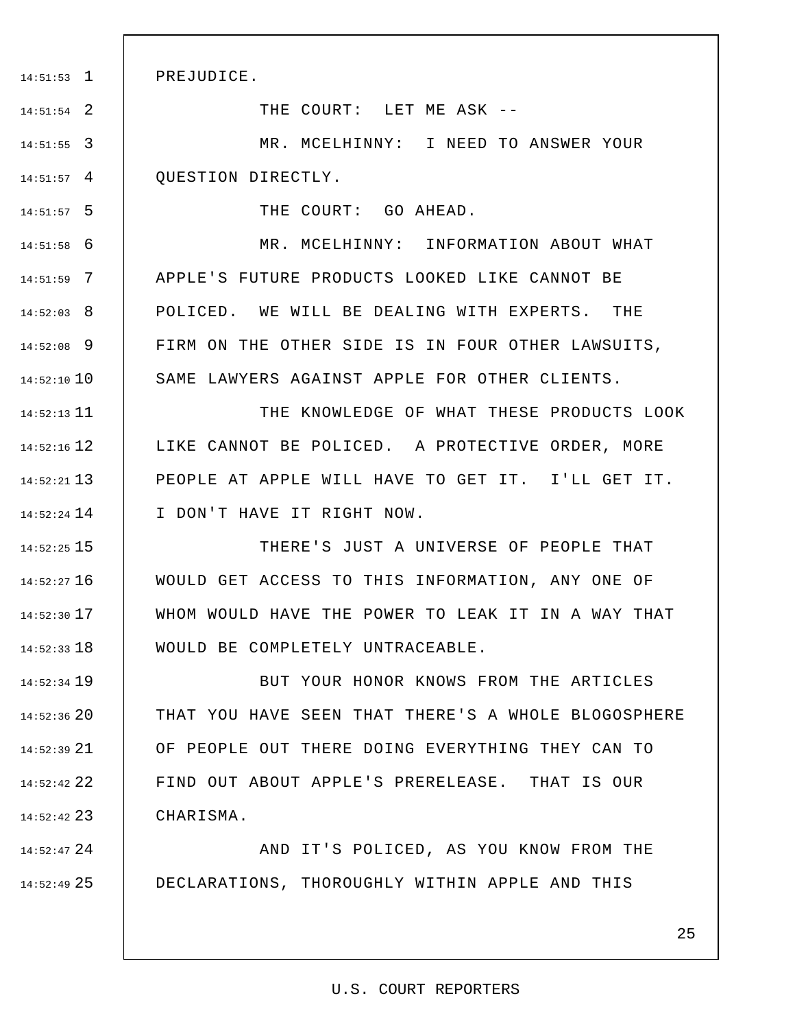PREJUDICE.

THE COURT: LET ME ASK --

MR. MCELHINNY: I NEED TO ANSWER YOUR QUESTION DIRECTLY.

THE COURT: GO AHEAD.

MR. MCELHINNY: INFORMATION ABOUT WHAT APPLE'S FUTURE PRODUCTS LOOKED LIKE CANNOT BE POLICED. WE WILL BE DEALING WITH EXPERTS. THE FIRM ON THE OTHER SIDE IS IN FOUR OTHER LAWSUITS, SAME LAWYERS AGAINST APPLE FOR OTHER CLIENTS.

THE KNOWLEDGE OF WHAT THESE PRODUCTS LOOK LIKE CANNOT BE POLICED. A PROTECTIVE ORDER, MORE PEOPLE AT APPLE WILL HAVE TO GET IT. I'LL GET IT. I DON'T HAVE IT RIGHT NOW.

THERE'S JUST A UNIVERSE OF PEOPLE THAT WOULD GET ACCESS TO THIS INFORMATION, ANY ONE OF WHOM WOULD HAVE THE POWER TO LEAK IT IN A WAY THAT WOULD BE COMPLETELY UNTRACEABLE.

BUT YOUR HONOR KNOWS FROM THE ARTICLES THAT YOU HAVE SEEN THAT THERE'S A WHOLE BLOGOSPHERE OF PEOPLE OUT THERE DOING EVERYTHING THEY CAN TO FIND OUT ABOUT APPLE'S PRERELEASE. THAT IS OUR CHARISMA.

AND IT'S POLICED, AS YOU KNOW FROM THE DECLARATIONS, THOROUGHLY WITHIN APPLE AND THIS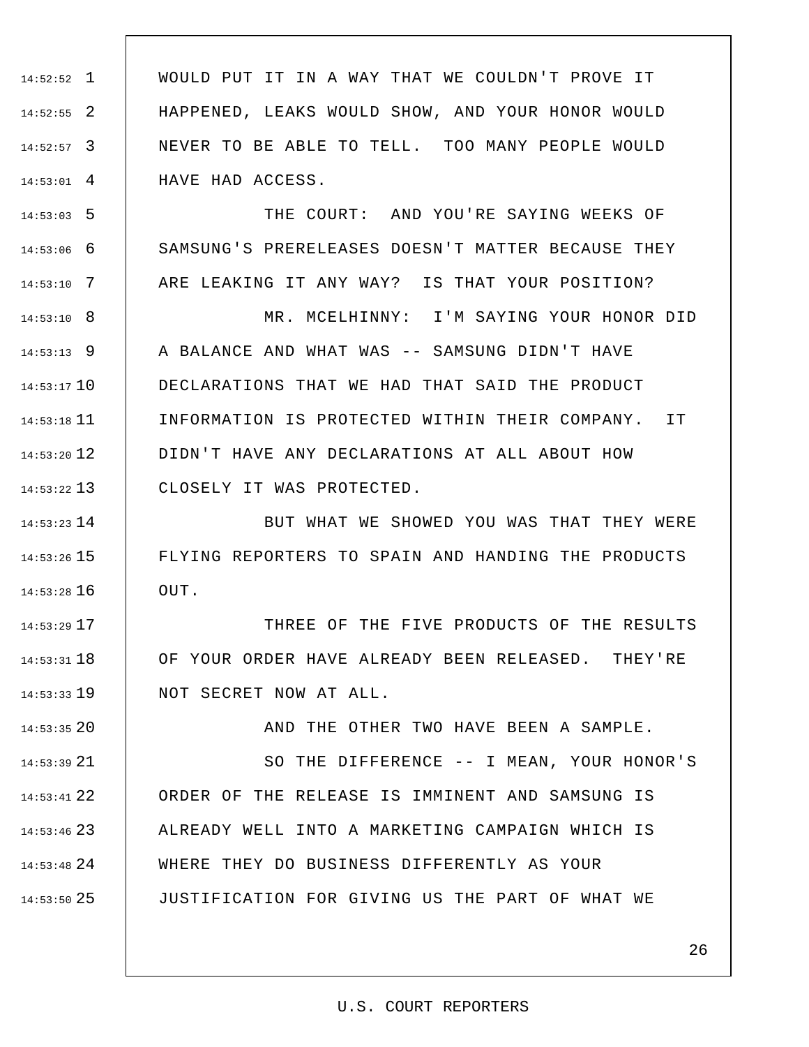WOULD PUT IT IN A WAY THAT WE COULDN'T PROVE IT HAPPENED, LEAKS WOULD SHOW, AND YOUR HONOR WOULD NEVER TO BE ABLE TO TELL. TOO MANY PEOPLE WOULD HAVE HAD ACCESS.

THE COURT: AND YOU'RE SAYING WEEKS OF SAMSUNG'S PRERELEASES DOESN'T MATTER BECAUSE THEY ARE LEAKING IT ANY WAY? IS THAT YOUR POSITION?

MR. MCELHINNY: I'M SAYING YOUR HONOR DID A BALANCE AND WHAT WAS -- SAMSUNG DIDN'T HAVE DECLARATIONS THAT WE HAD THAT SAID THE PRODUCT INFORMATION IS PROTECTED WITHIN THEIR COMPANY. IT DIDN'T HAVE ANY DECLARATIONS AT ALL ABOUT HOW CLOSELY IT WAS PROTECTED.

BUT WHAT WE SHOWED YOU WAS THAT THEY WERE FLYING REPORTERS TO SPAIN AND HANDING THE PRODUCTS OUT.

THREE OF THE FIVE PRODUCTS OF THE RESULTS OF YOUR ORDER HAVE ALREADY BEEN RELEASED. THEY'RE NOT SECRET NOW AT ALL.

AND THE OTHER TWO HAVE BEEN A SAMPLE.

SO THE DIFFERENCE -- I MEAN, YOUR HONOR'S ORDER OF THE RELEASE IS IMMINENT AND SAMSUNG IS ALREADY WELL INTO A MARKETING CAMPAIGN WHICH IS WHERE THEY DO BUSINESS DIFFERENTLY AS YOUR JUSTIFICATION FOR GIVING US THE PART OF WHAT WE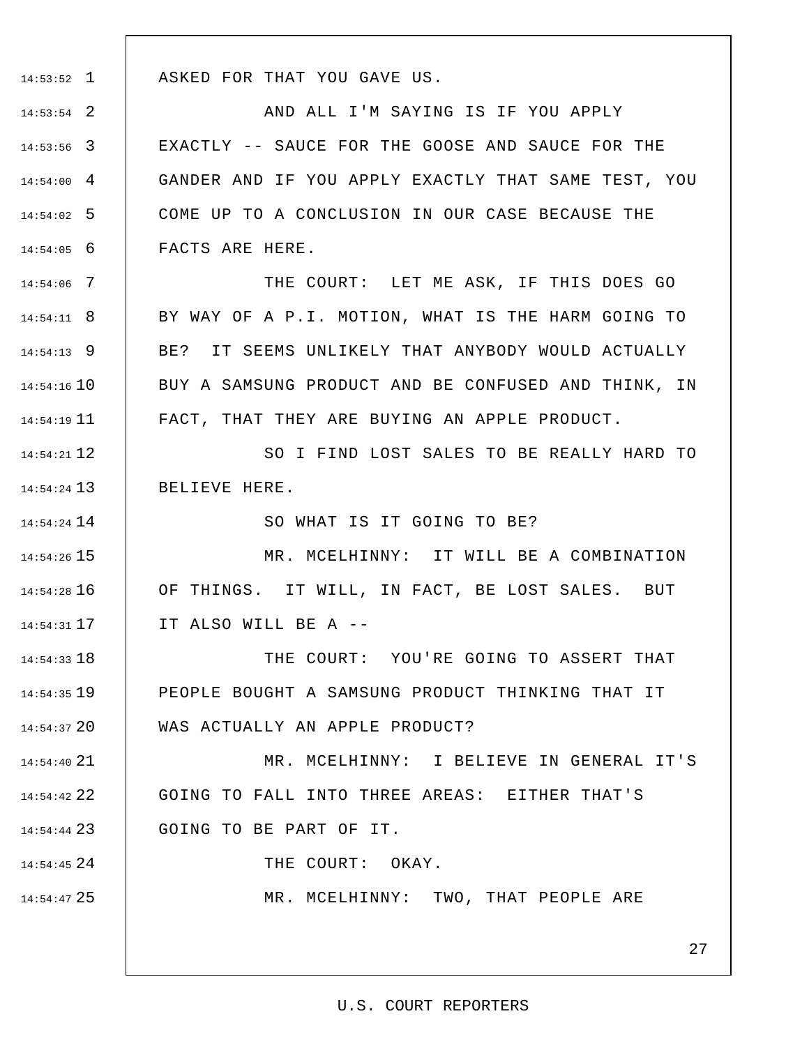ASKED FOR THAT YOU GAVE US.

AND ALL I'M SAYING IS IF YOU APPLY EXACTLY -- SAUCE FOR THE GOOSE AND SAUCE FOR THE GANDER AND IF YOU APPLY EXACTLY THAT SAME TEST, YOU COME UP TO A CONCLUSION IN OUR CASE BECAUSE THE FACTS ARE HERE.

THE COURT: LET ME ASK, IF THIS DOES GO BY WAY OF A P.I. MOTION, WHAT IS THE HARM GOING TO BE? IT SEEMS UNLIKELY THAT ANYBODY WOULD ACTUALLY BUY A SAMSUNG PRODUCT AND BE CONFUSED AND THINK, IN FACT, THAT THEY ARE BUYING AN APPLE PRODUCT.

SO I FIND LOST SALES TO BE REALLY HARD TO BELIEVE HERE.

SO WHAT IS IT GOING TO BE?

MR. MCELHINNY: IT WILL BE A COMBINATION OF THINGS. IT WILL, IN FACT, BE LOST SALES. BUT IT ALSO WILL BE A --

THE COURT: YOU'RE GOING TO ASSERT THAT PEOPLE BOUGHT A SAMSUNG PRODUCT THINKING THAT IT WAS ACTUALLY AN APPLE PRODUCT?

MR. MCELHINNY: I BELIEVE IN GENERAL IT'S GOING TO FALL INTO THREE AREAS: EITHER THAT'S GOING TO BE PART OF IT.

THE COURT: OKAY.

MR. MCELHINNY: TWO, THAT PEOPLE ARE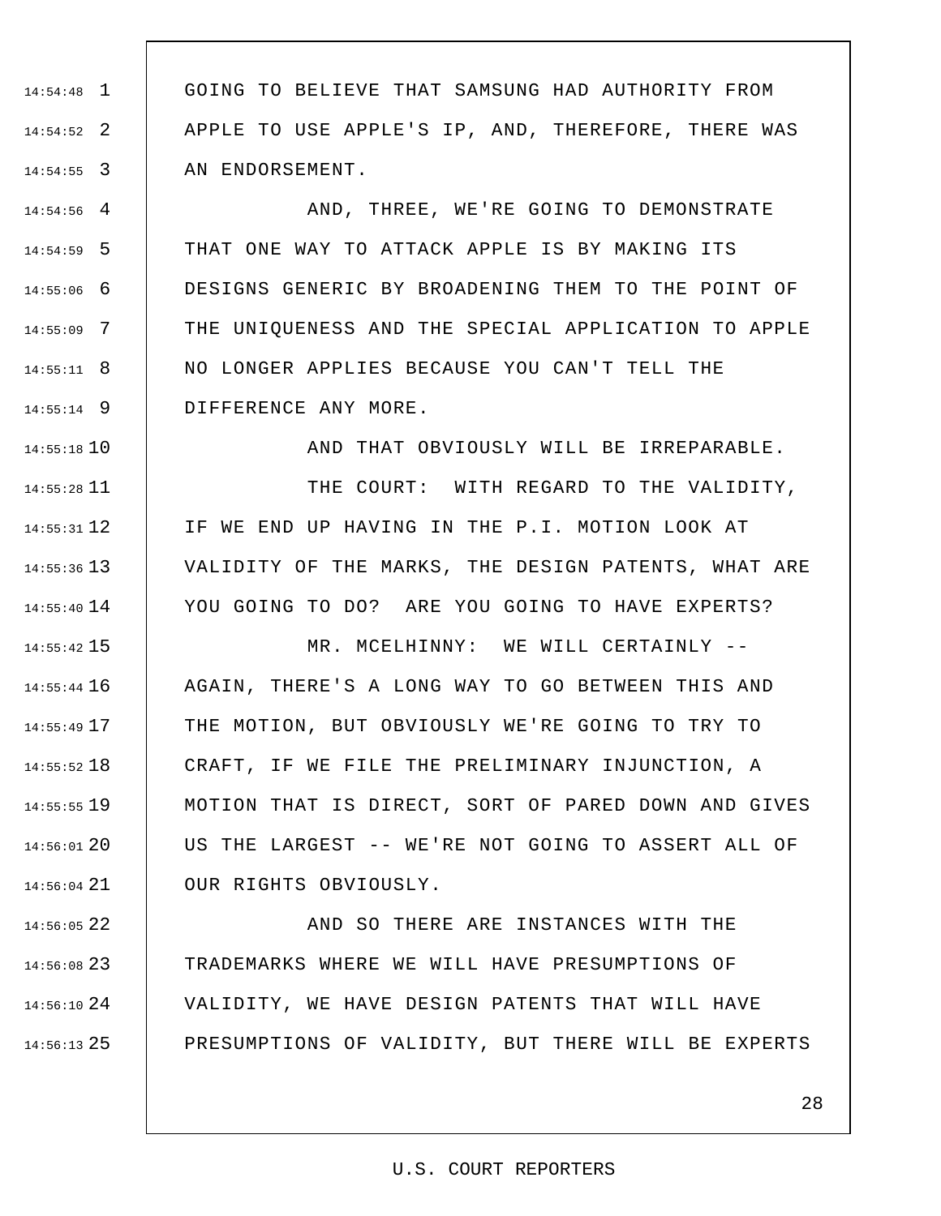GOING TO BELIEVE THAT SAMSUNG HAD AUTHORITY FROM APPLE TO USE APPLE'S IP, AND, THEREFORE, THERE WAS AN ENDORSEMENT.

AND, THREE, WE'RE GOING TO DEMONSTRATE THAT ONE WAY TO ATTACK APPLE IS BY MAKING ITS DESIGNS GENERIC BY BROADENING THEM TO THE POINT OF THE UNIQUENESS AND THE SPECIAL APPLICATION TO APPLE NO LONGER APPLIES BECAUSE YOU CAN'T TELL THE DIFFERENCE ANY MORE.

AND THAT OBVIOUSLY WILL BE IRREPARABLE.

THE COURT: WITH REGARD TO THE VALIDITY, IF WE END UP HAVING IN THE P.I. MOTION LOOK AT VALIDITY OF THE MARKS, THE DESIGN PATENTS, WHAT ARE YOU GOING TO DO? ARE YOU GOING TO HAVE EXPERTS?

MR. MCELHINNY: WE WILL CERTAINLY -- AGAIN, THERE'S A LONG WAY TO GO BETWEEN THIS AND THE MOTION, BUT OBVIOUSLY WE'RE GOING TO TRY TO CRAFT, IF WE FILE THE PRELIMINARY INJUNCTION, A MOTION THAT IS DIRECT, SORT OF PARED DOWN AND GIVES US THE LARGEST -- WE'RE NOT GOING TO ASSERT ALL OF OUR RIGHTS OBVIOUSLY.

AND SO THERE ARE INSTANCES WITH THE TRADEMARKS WHERE WE WILL HAVE PRESUMPTIONS OF VALIDITY, WE HAVE DESIGN PATENTS THAT WILL HAVE PRESUMPTIONS OF VALIDITY, BUT THERE WILL BE EXPERTS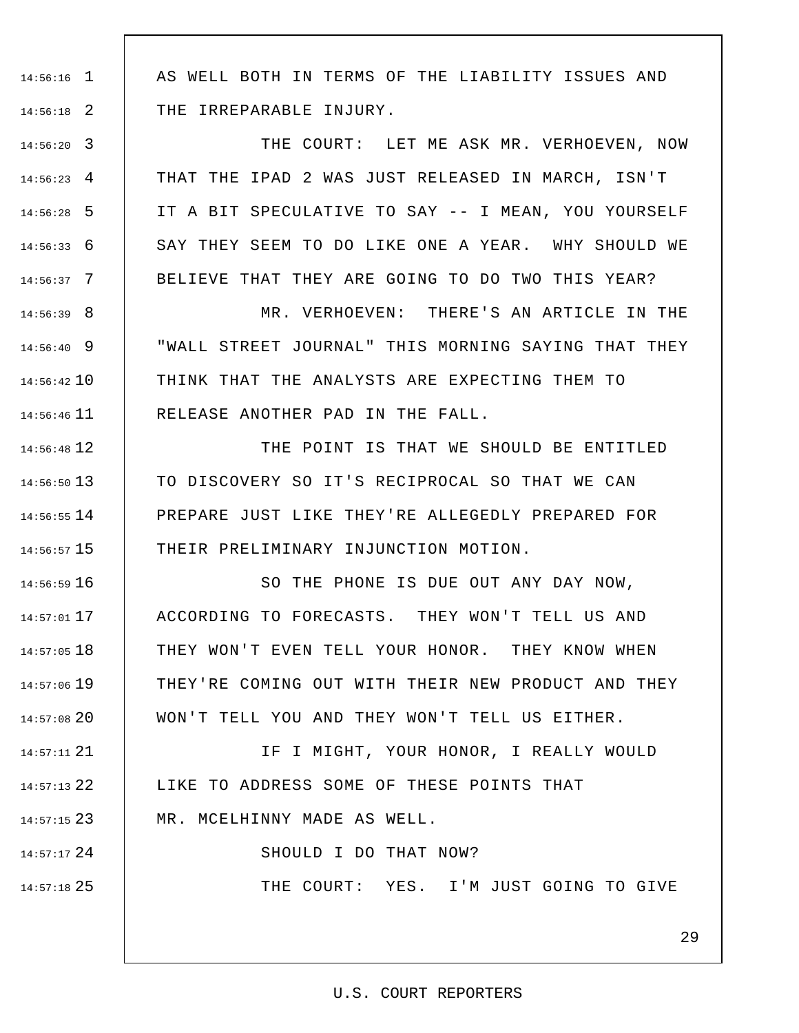AS WELL BOTH IN TERMS OF THE LIABILITY ISSUES AND THE IRREPARABLE INJURY.

THE COURT: LET ME ASK MR. VERHOEVEN, NOW THAT THE IPAD 2 WAS JUST RELEASED IN MARCH, ISN'T IT A BIT SPECULATIVE TO SAY -- I MEAN, YOU YOURSELF SAY THEY SEEM TO DO LIKE ONE A YEAR. WHY SHOULD WE BELIEVE THAT THEY ARE GOING TO DO TWO THIS YEAR?

MR. VERHOEVEN: THERE'S AN ARTICLE IN THE "WALL STREET JOURNAL" THIS MORNING SAYING THAT THEY THINK THAT THE ANALYSTS ARE EXPECTING THEM TO RELEASE ANOTHER PAD IN THE FALL.

THE POINT IS THAT WE SHOULD BE ENTITLED TO DISCOVERY SO IT'S RECIPROCAL SO THAT WE CAN PREPARE JUST LIKE THEY'RE ALLEGEDLY PREPARED FOR THEIR PRELIMINARY INJUNCTION MOTION.

SO THE PHONE IS DUE OUT ANY DAY NOW, ACCORDING TO FORECASTS. THEY WON'T TELL US AND THEY WON'T EVEN TELL YOUR HONOR. THEY KNOW WHEN THEY'RE COMING OUT WITH THEIR NEW PRODUCT AND THEY WON'T TELL YOU AND THEY WON'T TELL US EITHER.

IF I MIGHT, YOUR HONOR, I REALLY WOULD LIKE TO ADDRESS SOME OF THESE POINTS THAT MR. MCELHINNY MADE AS WELL.

SHOULD I DO THAT NOW?

THE COURT: YES. I'M JUST GOING TO GIVE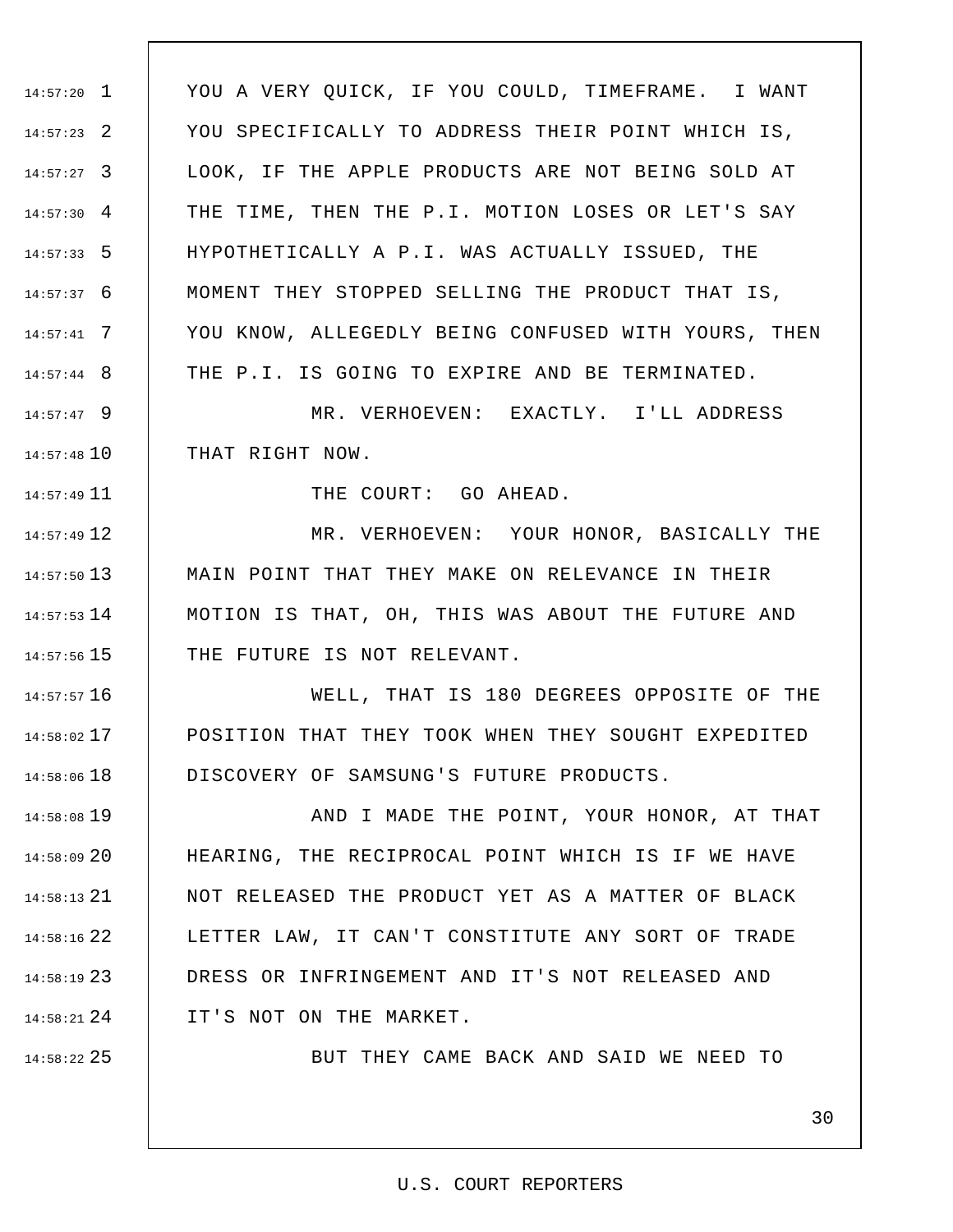YOU A VERY QUICK, IF YOU COULD, TIMEFRAME. I WANT YOU SPECIFICALLY TO ADDRESS THEIR POINT WHICH IS, LOOK, IF THE APPLE PRODUCTS ARE NOT BEING SOLD AT THE TIME, THEN THE P.I. MOTION LOSES OR LET'S SAY HYPOTHETICALLY A P.I. WAS ACTUALLY ISSUED, THE MOMENT THEY STOPPED SELLING THE PRODUCT THAT IS, YOU KNOW, ALLEGEDLY BEING CONFUSED WITH YOURS, THEN THE P.I. IS GOING TO EXPIRE AND BE TERMINATED.

MR. VERHOEVEN: EXACTLY. I'LL ADDRESS THAT RIGHT NOW.

THE COURT: GO AHEAD.

MR. VERHOEVEN: YOUR HONOR, BASICALLY THE MAIN POINT THAT THEY MAKE ON RELEVANCE IN THEIR MOTION IS THAT, OH, THIS WAS ABOUT THE FUTURE AND THE FUTURE IS NOT RELEVANT.

WELL, THAT IS 180 DEGREES OPPOSITE OF THE POSITION THAT THEY TOOK WHEN THEY SOUGHT EXPEDITED DISCOVERY OF SAMSUNG'S FUTURE PRODUCTS.

AND I MADE THE POINT, YOUR HONOR, AT THAT HEARING, THE RECIPROCAL POINT WHICH IS IF WE HAVE NOT RELEASED THE PRODUCT YET AS A MATTER OF BLACK LETTER LAW, IT CAN'T CONSTITUTE ANY SORT OF TRADE DRESS OR INFRINGEMENT AND IT'S NOT RELEASED AND IT'S NOT ON THE MARKET.

BUT THEY CAME BACK AND SAID WE NEED TO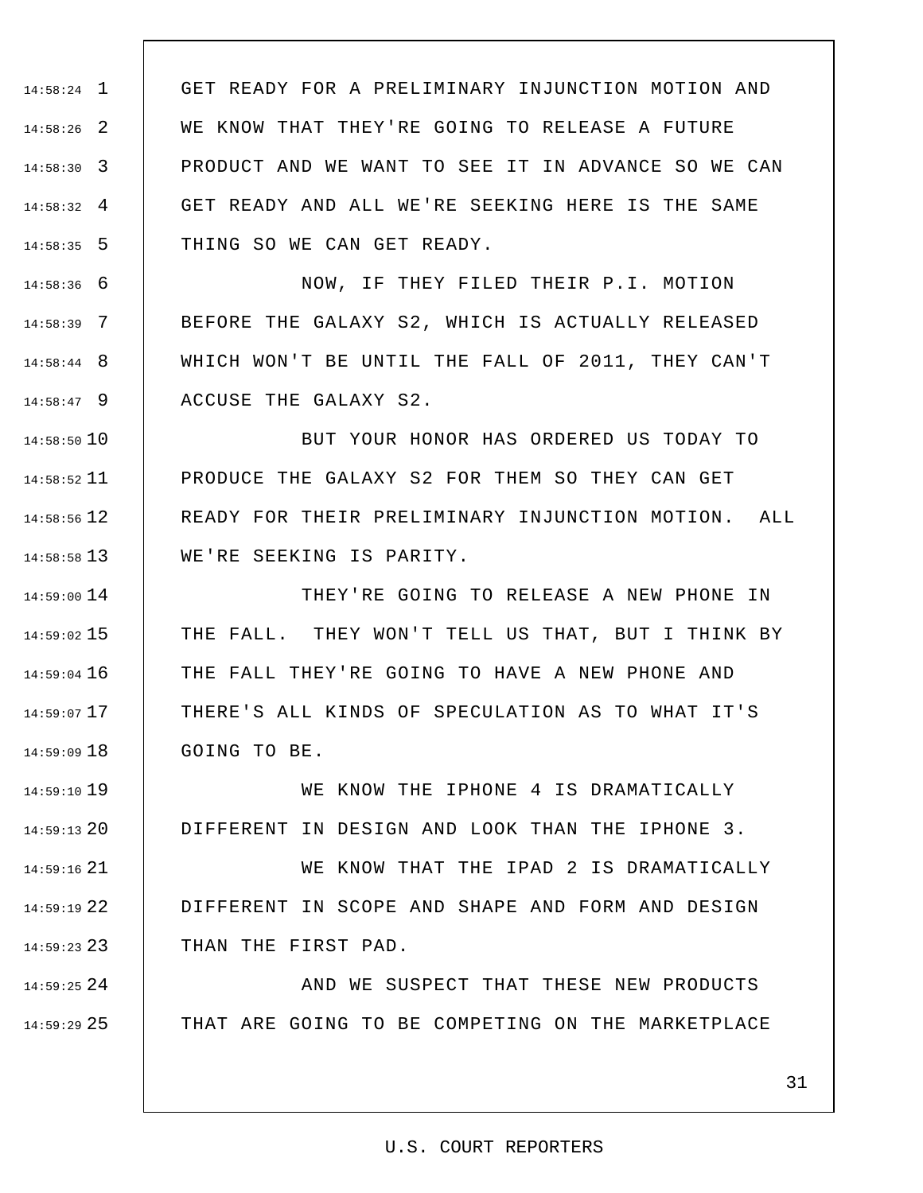GET READY FOR A PRELIMINARY INJUNCTION MOTION AND WE KNOW THAT THEY'RE GOING TO RELEASE A FUTURE PRODUCT AND WE WANT TO SEE IT IN ADVANCE SO WE CAN GET READY AND ALL WE'RE SEEKING HERE IS THE SAME THING SO WE CAN GET READY.

NOW, IF THEY FILED THEIR P.I. MOTION BEFORE THE GALAXY S2, WHICH IS ACTUALLY RELEASED WHICH WON'T BE UNTIL THE FALL OF 2011, THEY CAN'T ACCUSE THE GALAXY S2.

BUT YOUR HONOR HAS ORDERED US TODAY TO PRODUCE THE GALAXY S2 FOR THEM SO THEY CAN GET READY FOR THEIR PRELIMINARY INJUNCTION MOTION. ALL WE'RE SEEKING IS PARITY.

THEY'RE GOING TO RELEASE A NEW PHONE IN THE FALL. THEY WON'T TELL US THAT, BUT I THINK BY THE FALL THEY'RE GOING TO HAVE A NEW PHONE AND THERE'S ALL KINDS OF SPECULATION AS TO WHAT IT'S GOING TO BE.

WE KNOW THE IPHONE 4 IS DRAMATICALLY DIFFERENT IN DESIGN AND LOOK THAN THE IPHONE 3.

WE KNOW THAT THE IPAD 2 IS DRAMATICALLY DIFFERENT IN SCOPE AND SHAPE AND FORM AND DESIGN THAN THE FIRST PAD.

AND WE SUSPECT THAT THESE NEW PRODUCTS THAT ARE GOING TO BE COMPETING ON THE MARKETPLACE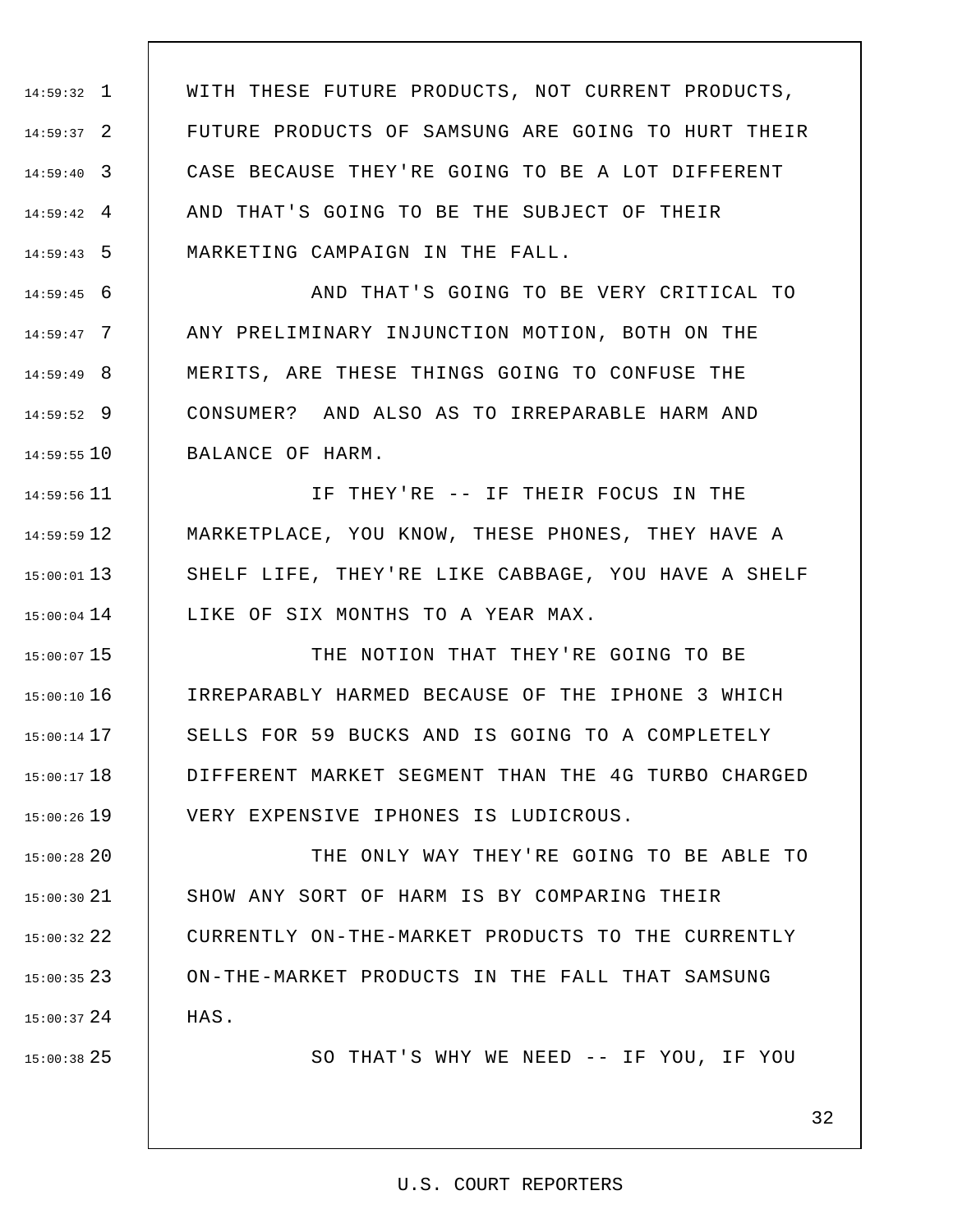WITH THESE FUTURE PRODUCTS, NOT CURRENT PRODUCTS, FUTURE PRODUCTS OF SAMSUNG ARE GOING TO HURT THEIR CASE BECAUSE THEY'RE GOING TO BE A LOT DIFFERENT AND THAT'S GOING TO BE THE SUBJECT OF THEIR MARKETING CAMPAIGN IN THE FALL.

AND THAT'S GOING TO BE VERY CRITICAL TO ANY PRELIMINARY INJUNCTION MOTION, BOTH ON THE MERITS, ARE THESE THINGS GOING TO CONFUSE THE CONSUMER? AND ALSO AS TO IRREPARABLE HARM AND BALANCE OF HARM.

IF THEY'RE -- IF THEIR FOCUS IN THE MARKETPLACE, YOU KNOW, THESE PHONES, THEY HAVE A SHELF LIFE, THEY'RE LIKE CABBAGE, YOU HAVE A SHELF LIKE OF SIX MONTHS TO A YEAR MAX.

THE NOTION THAT THEY'RE GOING TO BE IRREPARABLY HARMED BECAUSE OF THE IPHONE 3 WHICH SELLS FOR 59 BUCKS AND IS GOING TO A COMPLETELY DIFFERENT MARKET SEGMENT THAN THE 4G TURBO CHARGED VERY EXPENSIVE IPHONES IS LUDICROUS.

THE ONLY WAY THEY'RE GOING TO BE ABLE TO SHOW ANY SORT OF HARM IS BY COMPARING THEIR CURRENTLY ON-THE-MARKET PRODUCTS TO THE CURRENTLY ON-THE-MARKET PRODUCTS IN THE FALL THAT SAMSUNG HAS.

SO THAT'S WHY WE NEED -- IF YOU, IF YOU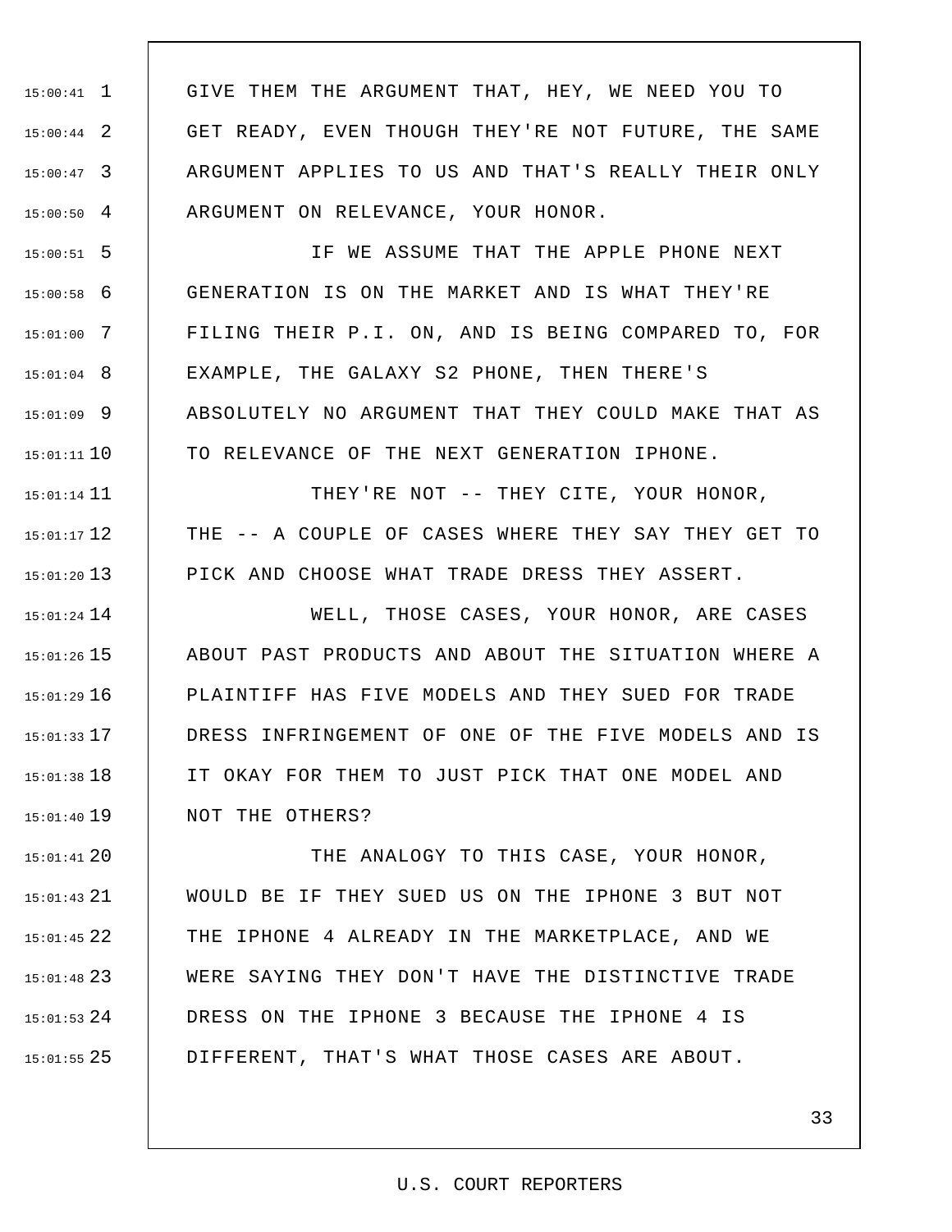GIVE THEM THE ARGUMENT THAT, HEY, WE NEED YOU TO GET READY, EVEN THOUGH THEY'RE NOT FUTURE, THE SAME ARGUMENT APPLIES TO US AND THAT'S REALLY THEIR ONLY ARGUMENT ON RELEVANCE, YOUR HONOR.

IF WE ASSUME THAT THE APPLE PHONE NEXT GENERATION IS ON THE MARKET AND IS WHAT THEY'RE FILING THEIR P.I. ON, AND IS BEING COMPARED TO, FOR EXAMPLE, THE GALAXY S2 PHONE, THEN THERE'S ABSOLUTELY NO ARGUMENT THAT THEY COULD MAKE THAT AS TO RELEVANCE OF THE NEXT GENERATION IPHONE.

THEY'RE NOT -- THEY CITE, YOUR HONOR, THE -- A COUPLE OF CASES WHERE THEY SAY THEY GET TO PICK AND CHOOSE WHAT TRADE DRESS THEY ASSERT.

WELL, THOSE CASES, YOUR HONOR, ARE CASES ABOUT PAST PRODUCTS AND ABOUT THE SITUATION WHERE A PLAINTIFF HAS FIVE MODELS AND THEY SUED FOR TRADE DRESS INFRINGEMENT OF ONE OF THE FIVE MODELS AND IS IT OKAY FOR THEM TO JUST PICK THAT ONE MODEL AND NOT THE OTHERS?

THE ANALOGY TO THIS CASE, YOUR HONOR, WOULD BE IF THEY SUED US ON THE IPHONE 3 BUT NOT THE IPHONE 4 ALREADY IN THE MARKETPLACE, AND WE WERE SAYING THEY DON'T HAVE THE DISTINCTIVE TRADE DRESS ON THE IPHONE 3 BECAUSE THE IPHONE 4 IS DIFFERENT, THAT'S WHAT THOSE CASES ARE ABOUT.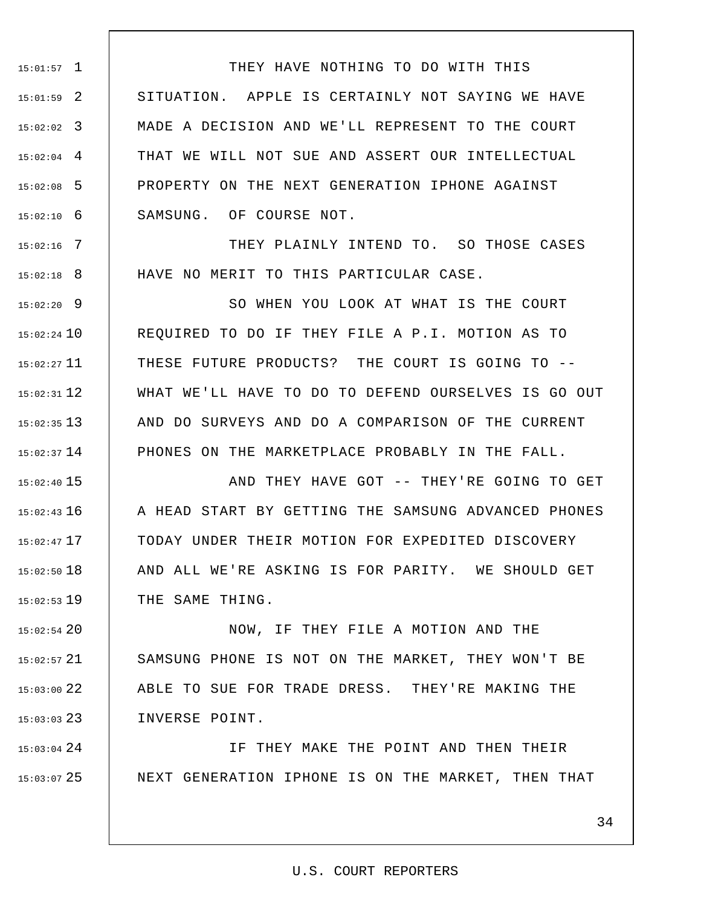THEY HAVE NOTHING TO DO WITH THIS SITUATION. APPLE IS CERTAINLY NOT SAYING WE HAVE MADE A DECISION AND WE'LL REPRESENT TO THE COURT THAT WE WILL NOT SUE AND ASSERT OUR INTELLECTUAL PROPERTY ON THE NEXT GENERATION IPHONE AGAINST SAMSUNG. OF COURSE NOT.

THEY PLAINLY INTEND TO. SO THOSE CASES HAVE NO MERIT TO THIS PARTICULAR CASE.

SO WHEN YOU LOOK AT WHAT IS THE COURT REQUIRED TO DO IF THEY FILE A P.I. MOTION AS TO THESE FUTURE PRODUCTS? THE COURT IS GOING TO -- WHAT WE'LL HAVE TO DO TO DEFEND OURSELVES IS GO OUT AND DO SURVEYS AND DO A COMPARISON OF THE CURRENT PHONES ON THE MARKETPLACE PROBABLY IN THE FALL.

AND THEY HAVE GOT -- THEY'RE GOING TO GET A HEAD START BY GETTING THE SAMSUNG ADVANCED PHONES TODAY UNDER THEIR MOTION FOR EXPEDITED DISCOVERY AND ALL WE'RE ASKING IS FOR PARITY. WE SHOULD GET THE SAME THING.

NOW, IF THEY FILE A MOTION AND THE SAMSUNG PHONE IS NOT ON THE MARKET, THEY WON'T BE ABLE TO SUE FOR TRADE DRESS. THEY'RE MAKING THE INVERSE POINT.

IF THEY MAKE THE POINT AND THEN THEIR NEXT GENERATION IPHONE IS ON THE MARKET, THEN THAT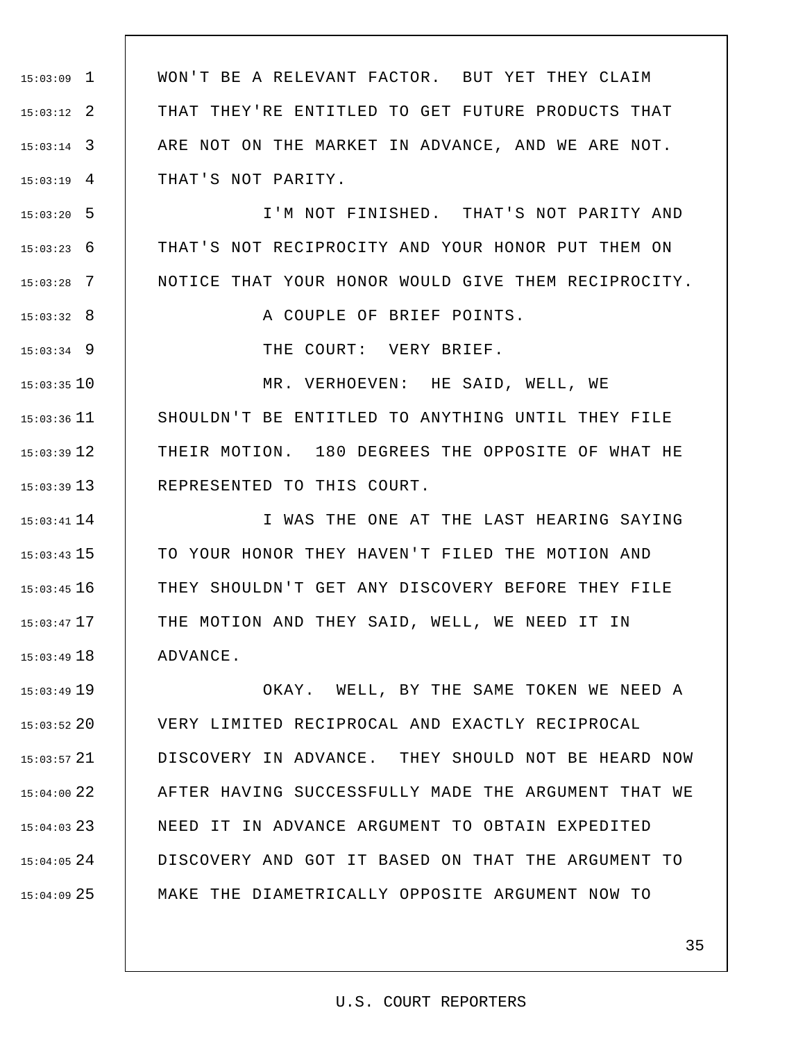WON'T BE A RELEVANT FACTOR. BUT YET THEY CLAIM THAT THEY'RE ENTITLED TO GET FUTURE PRODUCTS THAT ARE NOT ON THE MARKET IN ADVANCE, AND WE ARE NOT. THAT'S NOT PARITY.

I'M NOT FINISHED. THAT'S NOT PARITY AND THAT'S NOT RECIPROCITY AND YOUR HONOR PUT THEM ON NOTICE THAT YOUR HONOR WOULD GIVE THEM RECIPROCITY.

A COUPLE OF BRIEF POINTS.

THE COURT: VERY BRIEF.

MR. VERHOEVEN: HE SAID, WELL, WE SHOULDN'T BE ENTITLED TO ANYTHING UNTIL THEY FILE THEIR MOTION. 180 DEGREES THE OPPOSITE OF WHAT HE REPRESENTED TO THIS COURT.

I WAS THE ONE AT THE LAST HEARING SAYING TO YOUR HONOR THEY HAVEN'T FILED THE MOTION AND THEY SHOULDN'T GET ANY DISCOVERY BEFORE THEY FILE THE MOTION AND THEY SAID, WELL, WE NEED IT IN ADVANCE.

OKAY. WELL, BY THE SAME TOKEN WE NEED A VERY LIMITED RECIPROCAL AND EXACTLY RECIPROCAL DISCOVERY IN ADVANCE. THEY SHOULD NOT BE HEARD NOW AFTER HAVING SUCCESSFULLY MADE THE ARGUMENT THAT WE NEED IT IN ADVANCE ARGUMENT TO OBTAIN EXPEDITED DISCOVERY AND GOT IT BASED ON THAT THE ARGUMENT TO MAKE THE DIAMETRICALLY OPPOSITE ARGUMENT NOW TO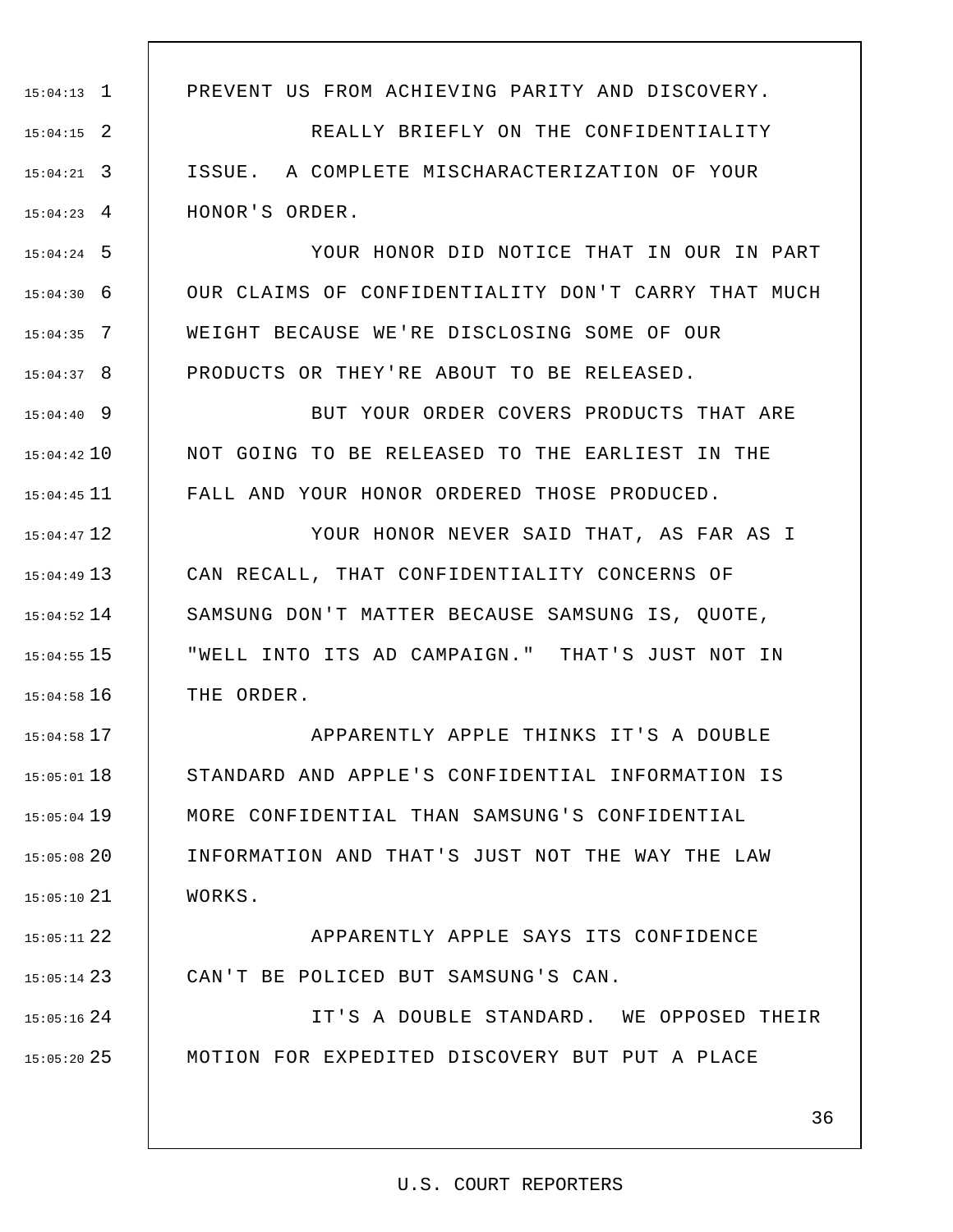PREVENT US FROM ACHIEVING PARITY AND DISCOVERY.

REALLY BRIEFLY ON THE CONFIDENTIALITY ISSUE. A COMPLETE MISCHARACTERIZATION OF YOUR HONOR'S ORDER.

YOUR HONOR DID NOTICE THAT IN OUR IN PART OUR CLAIMS OF CONFIDENTIALITY DON'T CARRY THAT MUCH WEIGHT BECAUSE WE'RE DISCLOSING SOME OF OUR PRODUCTS OR THEY'RE ABOUT TO BE RELEASED.

BUT YOUR ORDER COVERS PRODUCTS THAT ARE NOT GOING TO BE RELEASED TO THE EARLIEST IN THE FALL AND YOUR HONOR ORDERED THOSE PRODUCED.

YOUR HONOR NEVER SAID THAT, AS FAR AS I CAN RECALL, THAT CONFIDENTIALITY CONCERNS OF SAMSUNG DON'T MATTER BECAUSE SAMSUNG IS, QUOTE, "WELL INTO ITS AD CAMPAIGN." THAT'S JUST NOT IN THE ORDER.

APPARENTLY APPLE THINKS IT'S A DOUBLE STANDARD AND APPLE'S CONFIDENTIAL INFORMATION IS MORE CONFIDENTIAL THAN SAMSUNG'S CONFIDENTIAL INFORMATION AND THAT'S JUST NOT THE WAY THE LAW WORKS.

APPARENTLY APPLE SAYS ITS CONFIDENCE CAN'T BE POLICED BUT SAMSUNG'S CAN.

IT'S A DOUBLE STANDARD. WE OPPOSED THEIR MOTION FOR EXPEDITED DISCOVERY BUT PUT A PLACE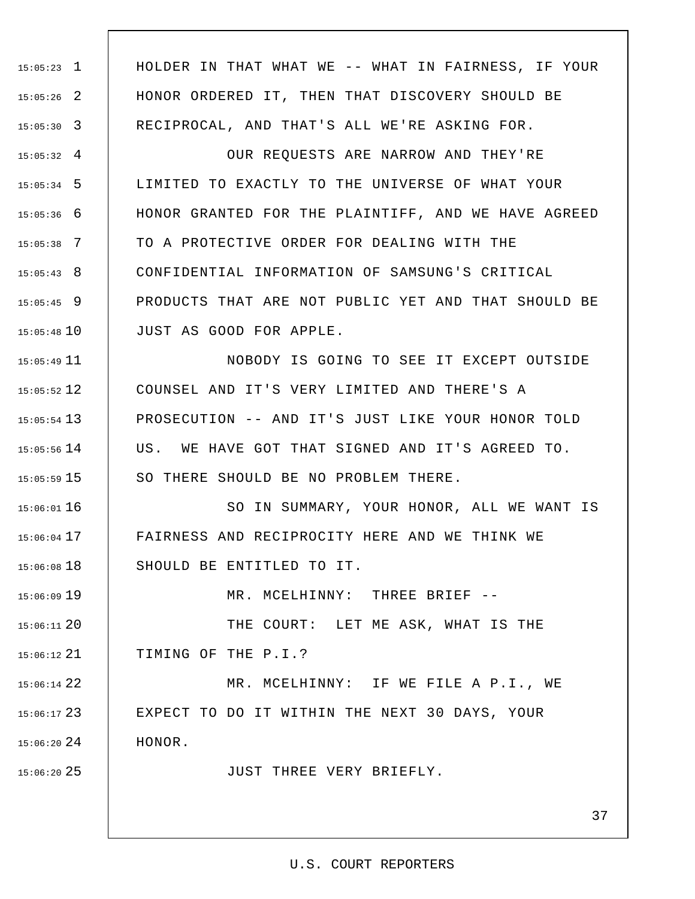HOLDER IN THAT WHAT WE -- WHAT IN FAIRNESS, IF YOUR HONOR ORDERED IT, THEN THAT DISCOVERY SHOULD BE RECIPROCAL, AND THAT'S ALL WE'RE ASKING FOR.

OUR REQUESTS ARE NARROW AND THEY'RE LIMITED TO EXACTLY TO THE UNIVERSE OF WHAT YOUR HONOR GRANTED FOR THE PLAINTIFF, AND WE HAVE AGREED TO A PROTECTIVE ORDER FOR DEALING WITH THE CONFIDENTIAL INFORMATION OF SAMSUNG'S CRITICAL PRODUCTS THAT ARE NOT PUBLIC YET AND THAT SHOULD BE JUST AS GOOD FOR APPLE.

NOBODY IS GOING TO SEE IT EXCEPT OUTSIDE COUNSEL AND IT'S VERY LIMITED AND THERE'S A PROSECUTION -- AND IT'S JUST LIKE YOUR HONOR TOLD US. WE HAVE GOT THAT SIGNED AND IT'S AGREED TO. SO THERE SHOULD BE NO PROBLEM THERE.

SO IN SUMMARY, YOUR HONOR, ALL WE WANT IS FAIRNESS AND RECIPROCITY HERE AND WE THINK WE SHOULD BE ENTITLED TO IT.

MR. MCELHINNY: THREE BRIEF --

THE COURT: LET ME ASK, WHAT IS THE TIMING OF THE P.I.?

MR. MCELHINNY: IF WE FILE A P.I., WE EXPECT TO DO IT WITHIN THE NEXT 30 DAYS, YOUR HONOR.

JUST THREE VERY BRIEFLY.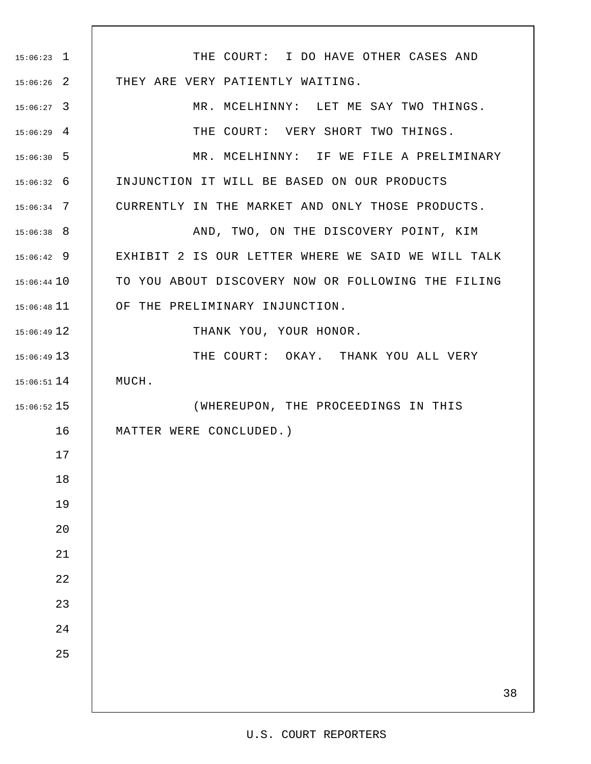THE COURT: I DO HAVE OTHER CASES AND THEY ARE VERY PATIENTLY WAITING.

MR. MCELHINNY: LET ME SAY TWO THINGS.

THE COURT: VERY SHORT TWO THINGS.

MR. MCELHINNY: IF WE FILE A PRELIMINARY INJUNCTION IT WILL BE BASED ON OUR PRODUCTS CURRENTLY IN THE MARKET AND ONLY THOSE PRODUCTS.

AND, TWO, ON THE DISCOVERY POINT, KIM EXHIBIT 2 IS OUR LETTER WHERE WE SAID WE WILL TALK TO YOU ABOUT DISCOVERY NOW OR FOLLOWING THE FILING OF THE PRELIMINARY INJUNCTION.

THANK YOU, YOUR HONOR.

THE COURT: OKAY. THANK YOU ALL VERY MUCH.

(WHEREUPON, THE PROCEEDINGS IN THIS MATTER WERE CONCLUDED.)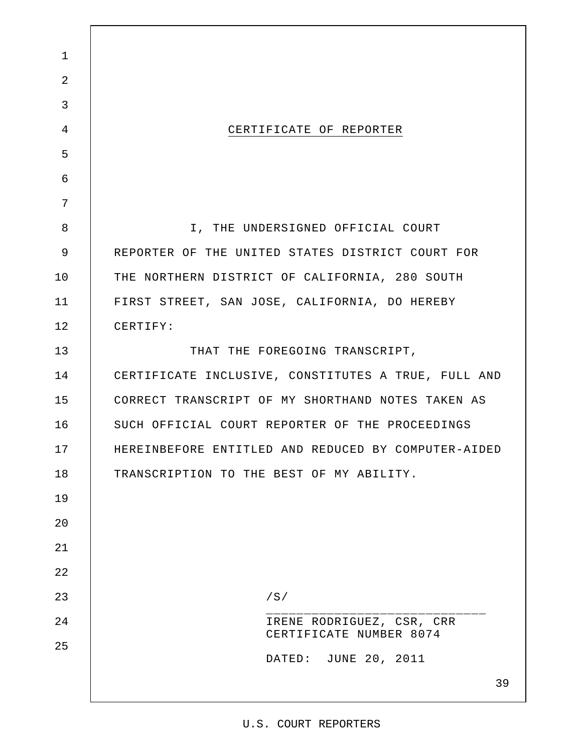## CERTIFICATE OF REPORTER

I, THE UNDERSIGNED OFFICIAL COURT REPORTER OF THE UNITED STATES DISTRICT COURT FOR THE NORTHERN DISTRICT OF CALIFORNIA, 280 SOUTH FIRST STREET, SAN JOSE, CALIFORNIA, DO HEREBY CERTIFY:

THAT THE FOREGOING TRANSCRIPT, CERTIFICATE INCLUSIVE, CONSTITUTES A TRUE, FULL AND CORRECT TRANSCRIPT OF MY SHORTHAND NOTES TAKEN AS SUCH OFFICIAL COURT REPORTER OF THE PROCEEDINGS HEREINBEFORE ENTITLED AND REDUCED BY COMPUTER-AIDED TRANSCRIPTION TO THE BEST OF MY ABILITY.

/S/
_____________________________
IRENE RODRIGUEZ, CSR, CRR
CERTIFICATE NUMBER 8074

DATED: JUNE 20, 2011